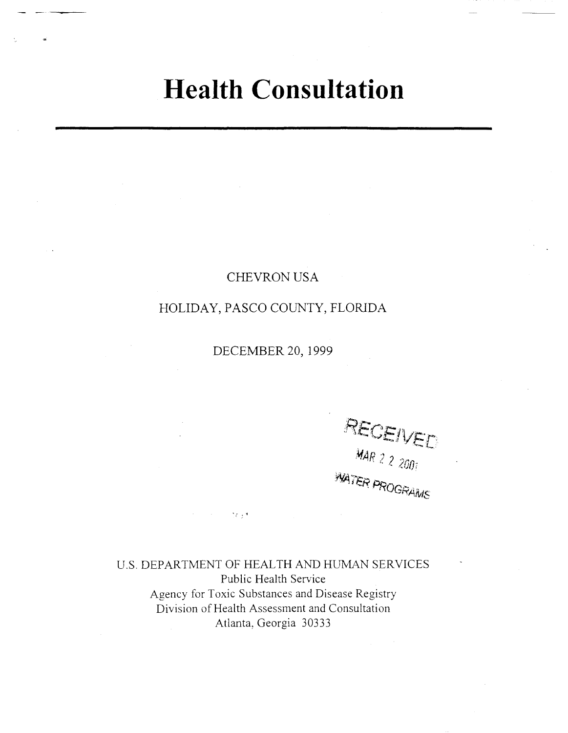# Health Consultation

CHEVRON USA

HOLIDAY, PASCO COUNTY, FLORIDA

DECEMBER 20, 1999

RECEIVED
MAR 2 2 2001
WATER PROGRAMS

U.S. DEPARTMENT OF HEALTH AND HUMAN SERVICES
Public Health Service
Agency for Toxic Substances and Disease Registry
Division of Health Assessment and Consultation
Atlanta, Georgia 30333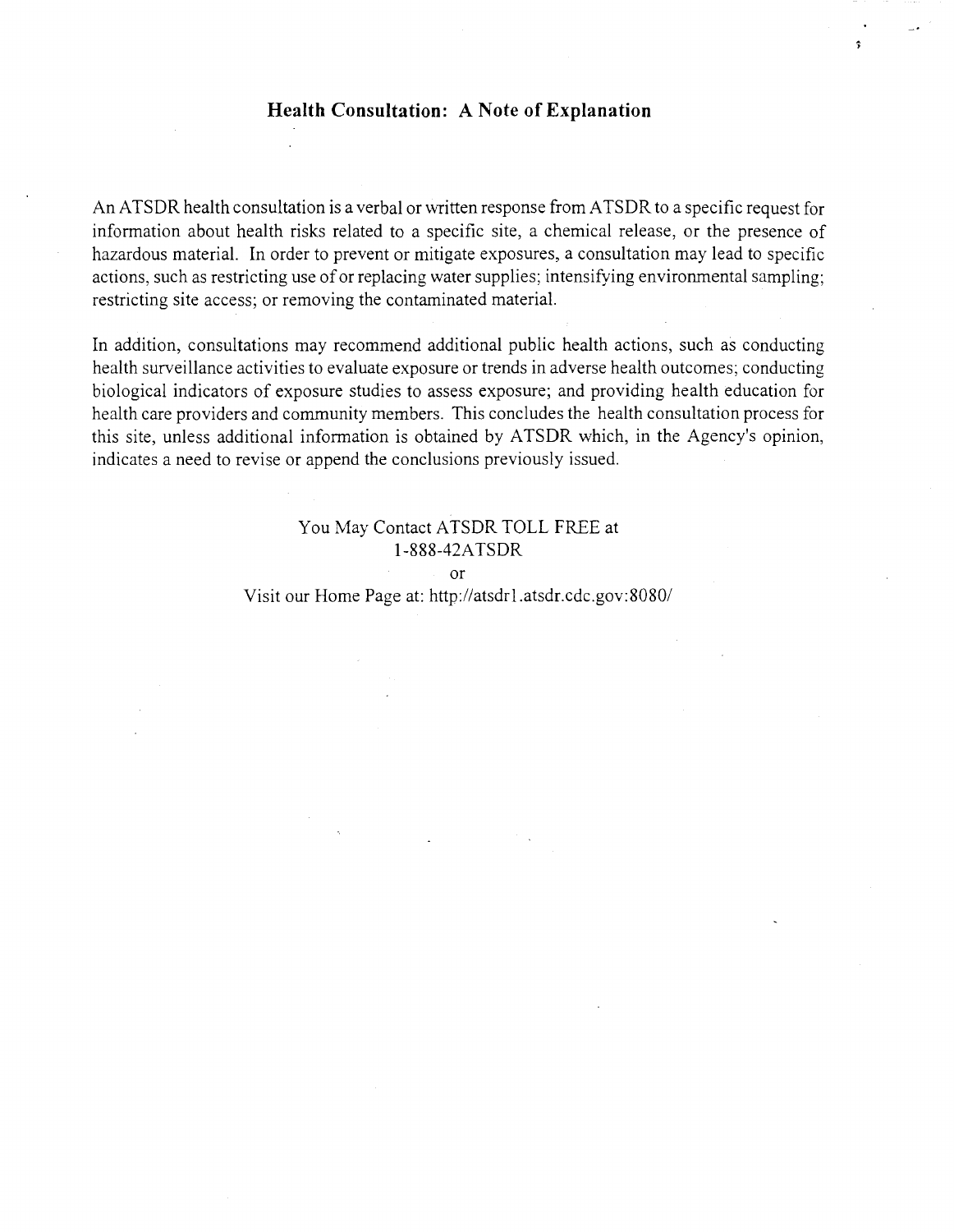# Health Consultation: A Note of Explanation

An ATSDR health consultation is a verbal or written response from ATSDR to a specific request for information about health risks related to a specific site, a chemical release, or the presence of hazardous material. In order to prevent or mitigate exposures, a consultation may lead to specific actions, such as restricting use of or replacing water supplies; intensifying environmental sampling; restricting site access; or removing the contaminated material.

In addition, consultations may recommend additional public health actions, such as conducting health surveillance activities to evaluate exposure or trends in adverse health outcomes; conducting biological indicators of exposure studies to assess exposure; and providing health education for health care providers and community members. This concludes the health consultation process for this site, unless additional information is obtained by ATSDR which, in the Agency's opinion, indicates a need to revise or append the conclusions previously issued.

You May Contact ATSDR TOLL FREE at
1-888-42ATSDR
or
Visit our Home Page at: http://atsdr1.atsdr.cdc.gov:8080/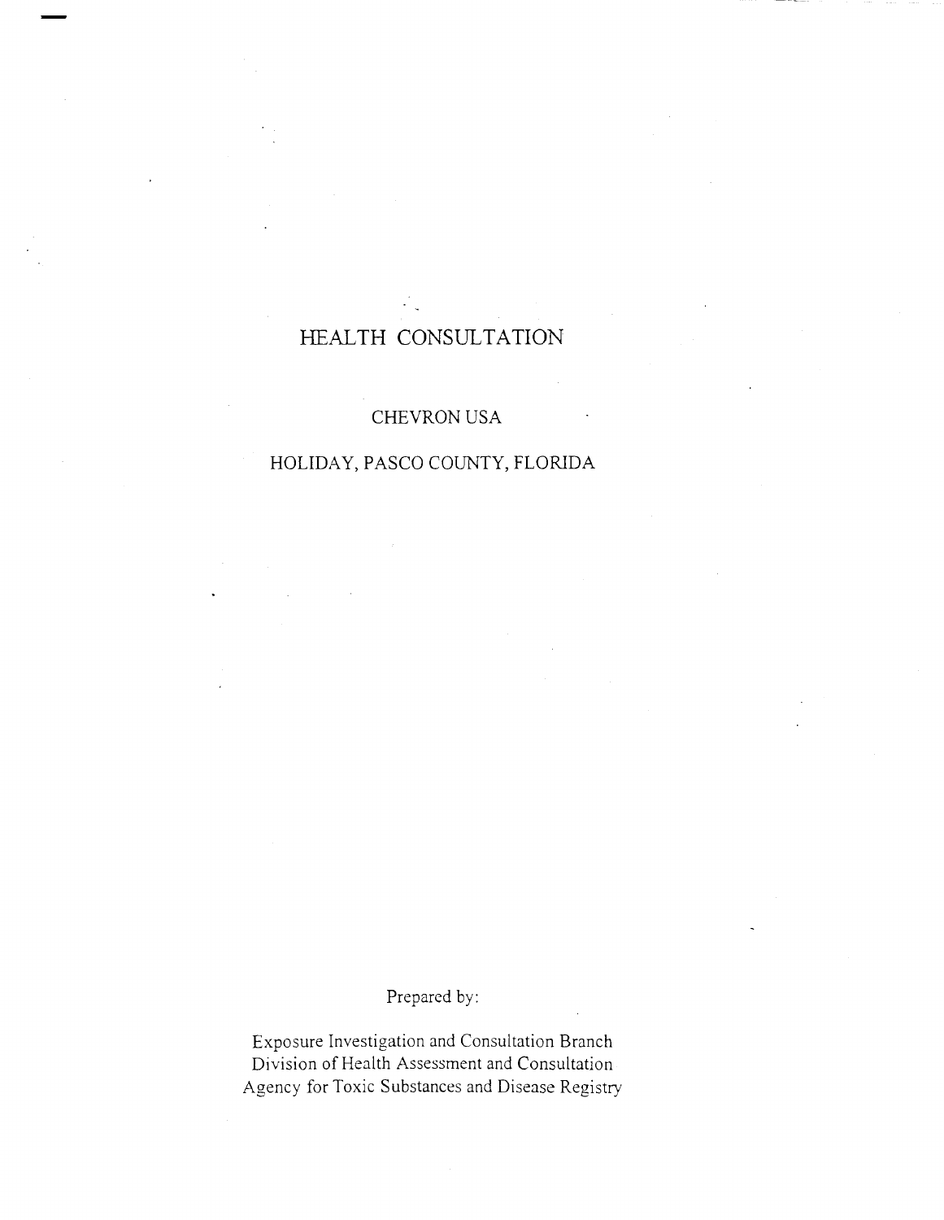# HEALTH CONSULTATION

CHEVRON USA

HOLIDAY, PASCO COUNTY, FLORIDA

Prepared by:

Exposure Investigation and Consultation Branch
Division of Health Assessment and Consultation
Agency for Toxic Substances and Disease Registry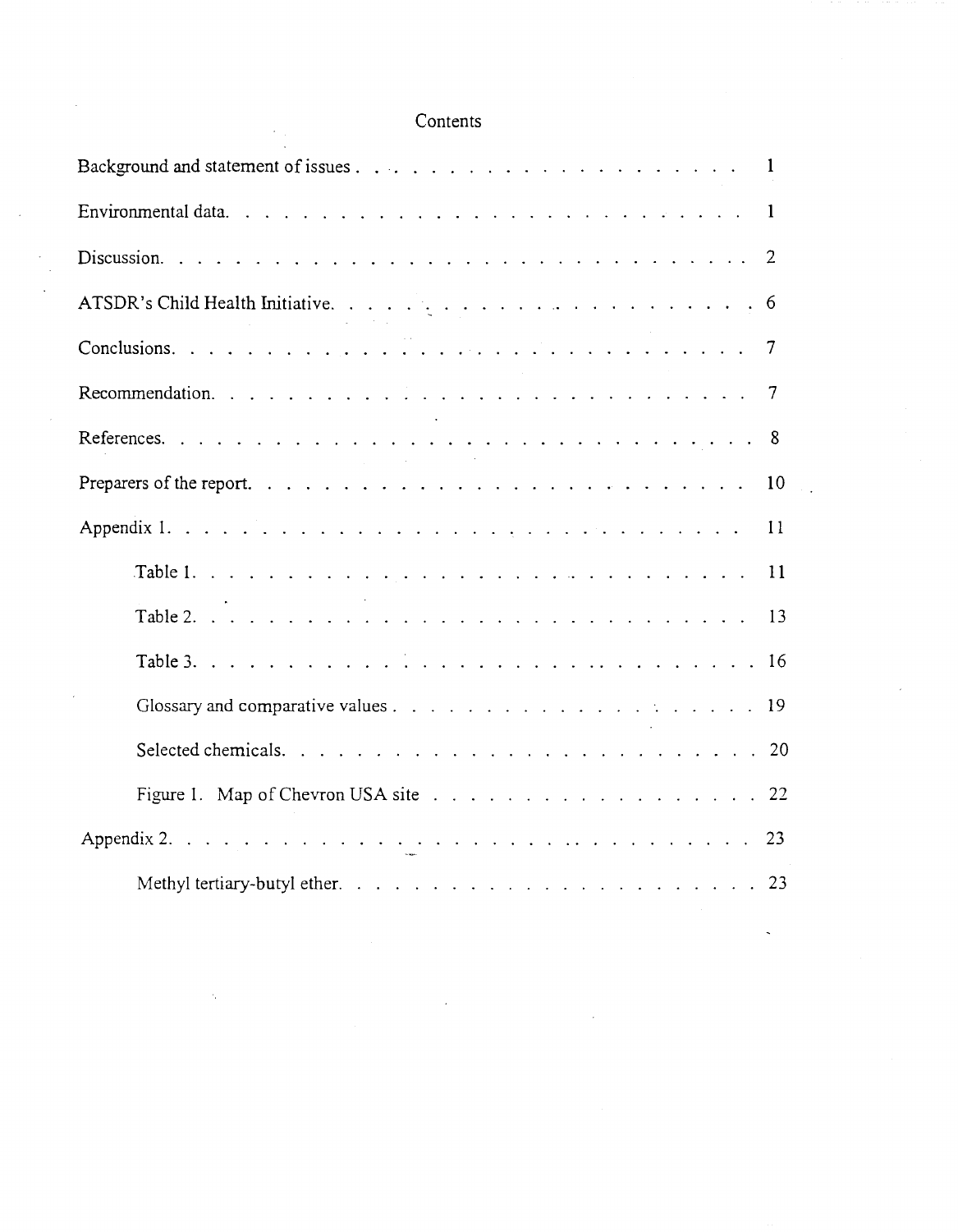# Contents

| | |
|---|---|
| Background and statement of issues | 1 |
| Environmental data | 1 |
| Discussion | 2 |
| ATSDR's Child Health Initiative | 6 |
| Conclusions | 7 |
| Recommendation | 7 |
| References | 8 |
| Preparers of the report | 10 |
| Appendix 1 | 11 |
| Table 1 | 11 |
| Table 2 | 13 |
| Table 3 | 16 |
| Glossary and comparative values | 19 |
| Selected chemicals | 20 |
| Figure 1. Map of Chevron USA site | 22 |
| Appendix 2 | 23 |
| Methyl tertiary-butyl ether | 23 |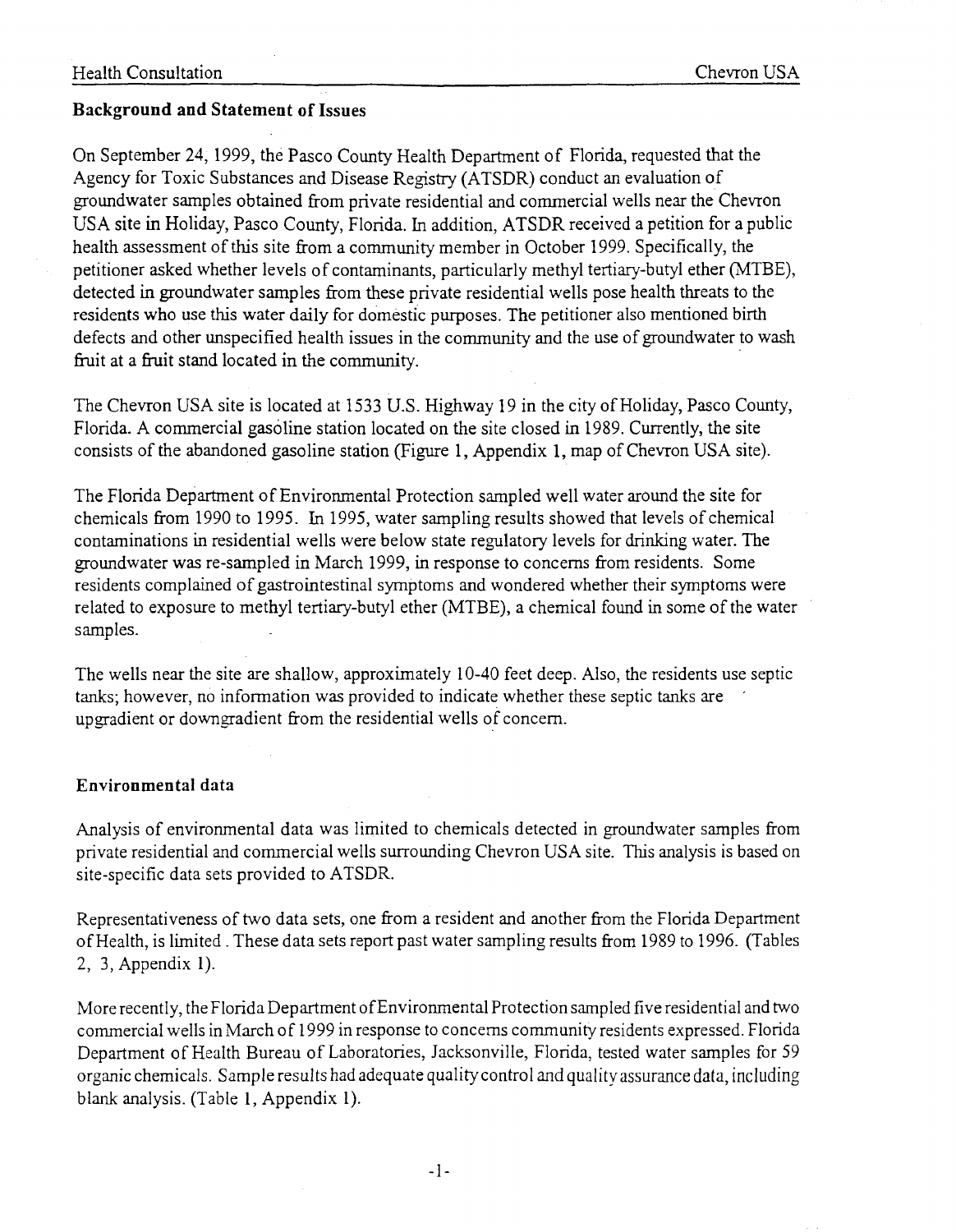## Background and Statement of Issues

On September 24, 1999, the Pasco County Health Department of Florida, requested that the Agency for Toxic Substances and Disease Registry (ATSDR) conduct an evaluation of groundwater samples obtained from private residential and commercial wells near the Chevron USA site in Holiday, Pasco County, Florida. In addition, ATSDR received a petition for a public health assessment of this site from a community member in October 1999. Specifically, the petitioner asked whether levels of contaminants, particularly methyl tertiary-butyl ether (MTBE), detected in groundwater samples from these private residential wells pose health threats to the residents who use this water daily for domestic purposes. The petitioner also mentioned birth defects and other unspecified health issues in the community and the use of groundwater to wash fruit at a fruit stand located in the community.

The Chevron USA site is located at 1533 U.S. Highway 19 in the city of Holiday, Pasco County, Florida. A commercial gasoline station located on the site closed in 1989. Currently, the site consists of the abandoned gasoline station (Figure 1, Appendix 1, map of Chevron USA site).

The Florida Department of Environmental Protection sampled well water around the site for chemicals from 1990 to 1995. In 1995, water sampling results showed that levels of chemical contaminations in residential wells were below state regulatory levels for drinking water. The groundwater was re-sampled in March 1999, in response to concerns from residents. Some residents complained of gastrointestinal symptoms and wondered whether their symptoms were related to exposure to methyl tertiary-butyl ether (MTBE), a chemical found in some of the water samples.

The wells near the site are shallow, approximately 10-40 feet deep. Also, the residents use septic tanks; however, no information was provided to indicate whether these septic tanks are upgradient or downgradient from the residential wells of concern.

## Environmental data

Analysis of environmental data was limited to chemicals detected in groundwater samples from private residential and commercial wells surrounding Chevron USA site. This analysis is based on site-specific data sets provided to ATSDR.

Representativeness of two data sets, one from a resident and another from the Florida Department of Health, is limited . These data sets report past water sampling results from 1989 to 1996. (Tables 2, 3, Appendix 1).

More recently, the Florida Department of Environmental Protection sampled five residential and two commercial wells in March of 1999 in response to concerns community residents expressed. Florida Department of Health Bureau of Laboratories, Jacksonville, Florida, tested water samples for 59 organic chemicals. Sample results had adequate quality control and quality assurance data, including blank analysis. (Table 1, Appendix 1).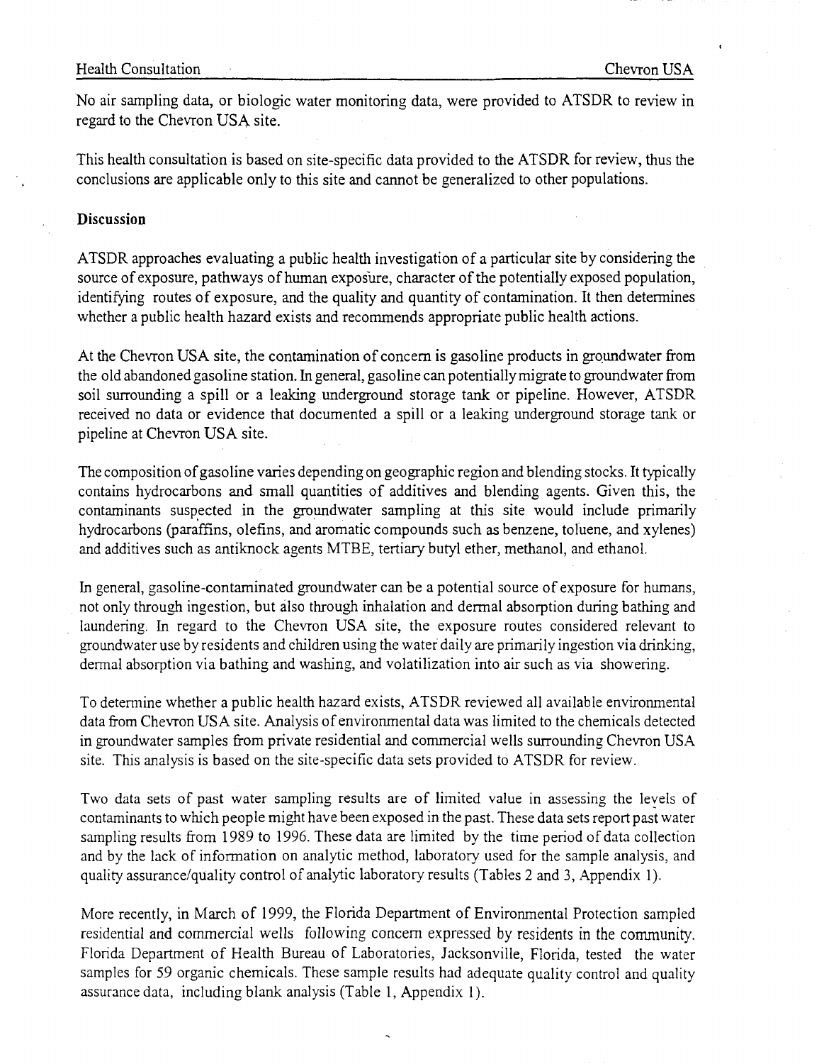No air sampling data, or biologic water monitoring data, were provided to ATSDR to review in regard to the Chevron USA site.

This health consultation is based on site-specific data provided to the ATSDR for review, thus the conclusions are applicable only to this site and cannot be generalized to other populations.

**Discussion**

ATSDR approaches evaluating a public health investigation of a particular site by considering the source of exposure, pathways of human exposure, character of the potentially exposed population, identifying routes of exposure, and the quality and quantity of contamination. It then determines whether a public health hazard exists and recommends appropriate public health actions.

At the Chevron USA site, the contamination of concern is gasoline products in groundwater from the old abandoned gasoline station. In general, gasoline can potentially migrate to groundwater from soil surrounding a spill or a leaking underground storage tank or pipeline. However, ATSDR received no data or evidence that documented a spill or a leaking underground storage tank or pipeline at Chevron USA site.

The composition of gasoline varies depending on geographic region and blending stocks. It typically contains hydrocarbons and small quantities of additives and blending agents. Given this, the contaminants suspected in the groundwater sampling at this site would include primarily hydrocarbons (paraffins, olefins, and aromatic compounds such as benzene, toluene, and xylenes) and additives such as antiknock agents MTBE, tertiary butyl ether, methanol, and ethanol.

In general, gasoline-contaminated groundwater can be a potential source of exposure for humans, not only through ingestion, but also through inhalation and dermal absorption during bathing and laundering. In regard to the Chevron USA site, the exposure routes considered relevant to groundwater use by residents and children using the water daily are primarily ingestion via drinking, dermal absorption via bathing and washing, and volatilization into air such as via showering.

To determine whether a public health hazard exists, ATSDR reviewed all available environmental data from Chevron USA site. Analysis of environmental data was limited to the chemicals detected in groundwater samples from private residential and commercial wells surrounding Chevron USA site. This analysis is based on the site-specific data sets provided to ATSDR for review.

Two data sets of past water sampling results are of limited value in assessing the levels of contaminants to which people might have been exposed in the past. These data sets report past water sampling results from 1989 to 1996. These data are limited by the time period of data collection and by the lack of information on analytic method, laboratory used for the sample analysis, and quality assurance/quality control of analytic laboratory results (Tables 2 and 3, Appendix 1).

More recently, in March of 1999, the Florida Department of Environmental Protection sampled residential and commercial wells following concern expressed by residents in the community. Florida Department of Health Bureau of Laboratories, Jacksonville, Florida, tested the water samples for 59 organic chemicals. These sample results had adequate quality control and quality assurance data, including blank analysis (Table 1, Appendix 1).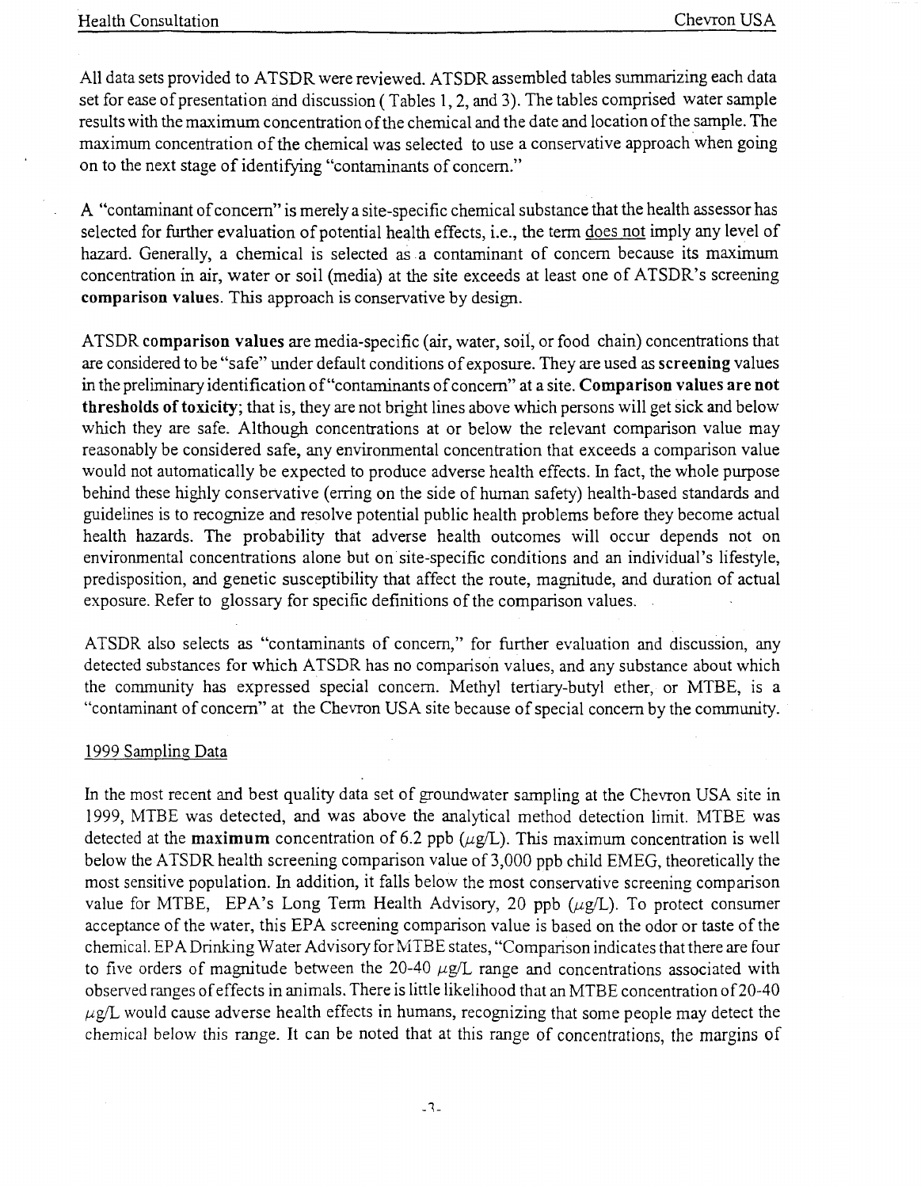All data sets provided to ATSDR were reviewed. ATSDR assembled tables summarizing each data set for ease of presentation and discussion ( Tables 1, 2, and 3). The tables comprised water sample results with the maximum concentration of the chemical and the date and location of the sample. The maximum concentration of the chemical was selected to use a conservative approach when going on to the next stage of identifying "contaminants of concern."

A "contaminant of concern" is merely a site-specific chemical substance that the health assessor has selected for further evaluation of potential health effects, i.e., the term does not imply any level of hazard. Generally, a chemical is selected as a contaminant of concern because its maximum concentration in air, water or soil (media) at the site exceeds at least one of ATSDR's screening **comparison values**. This approach is conservative by design.

ATSDR **comparison values** are media-specific (air, water, soil, or food chain) concentrations that are considered to be "safe" under default conditions of exposure. They are used as **screening** values in the preliminary identification of "contaminants of concern" at a site. **Comparison values are not thresholds of toxicity**; that is, they are not bright lines above which persons will get sick and below which they are safe. Although concentrations at or below the relevant comparison value may reasonably be considered safe, any environmental concentration that exceeds a comparison value would not automatically be expected to produce adverse health effects. In fact, the whole purpose behind these highly conservative (erring on the side of human safety) health-based standards and guidelines is to recognize and resolve potential public health problems before they become actual health hazards. The probability that adverse health outcomes will occur depends not on environmental concentrations alone but on site-specific conditions and an individual's lifestyle, predisposition, and genetic susceptibility that affect the route, magnitude, and duration of actual exposure. Refer to glossary for specific definitions of the comparison values.

ATSDR also selects as "contaminants of concern," for further evaluation and discussion, any detected substances for which ATSDR has no comparison values, and any substance about which the community has expressed special concern. Methyl tertiary-butyl ether, or MTBE, is a "contaminant of concern" at the Chevron USA site because of special concern by the community.

## 1999 Sampling Data

In the most recent and best quality data set of groundwater sampling at the Chevron USA site in 1999, MTBE was detected, and was above the analytical method detection limit. MTBE was detected at the **maximum** concentration of 6.2 ppb ($\mu g/L$). This maximum concentration is well below the ATSDR health screening comparison value of 3,000 ppb child EMEG, theoretically the most sensitive population. In addition, it falls below the most conservative screening comparison value for MTBE, EPA's Long Term Health Advisory, 20 ppb ($\mu g/L$). To protect consumer acceptance of the water, this EPA screening comparison value is based on the odor or taste of the chemical. EPA Drinking Water Advisory for MTBE states, "Comparison indicates that there are four to five orders of magnitude between the 20-40 $\mu g/L$ range and concentrations associated with observed ranges of effects in animals. There is little likelihood that an MTBE concentration of 20-40 $\mu g/L$ would cause adverse health effects in humans, recognizing that some people may detect the chemical below this range. It can be noted that at this range of concentrations, the margins of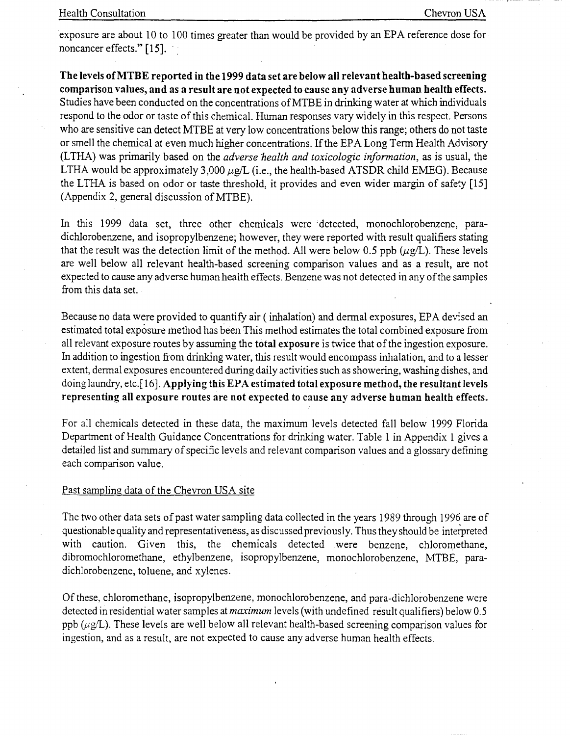exposure are about 10 to 100 times greater than would be provided by an EPA reference dose for noncancer effects." [15].

**The levels of MTBE reported in the 1999 data set are below all relevant health-based screening comparison values, and as a result are not expected to cause any adverse human health effects.** Studies have been conducted on the concentrations of MTBE in drinking water at which individuals respond to the odor or taste of this chemical. Human responses vary widely in this respect. Persons who are sensitive can detect MTBE at very low concentrations below this range; others do not taste or smell the chemical at even much higher concentrations. If the EPA Long Term Health Advisory (LTHA) was primarily based on the *adverse health and toxicologic information*, as is usual, the LTHA would be approximately 3,000 $\mu$g/L (i.e., the health-based ATSDR child EMEG). Because the LTHA is based on odor or taste threshold, it provides and even wider margin of safety [15] (Appendix 2, general discussion of MTBE).

In this 1999 data set, three other chemicals were detected, monochlorobenzene, para-dichlorobenzene, and isopropylbenzene; however, they were reported with result qualifiers stating that the result was the detection limit of the method. All were below 0.5 ppb ($\mu$g/L). These levels are well below all relevant health-based screening comparison values and as a result, are not expected to cause any adverse human health effects. Benzene was not detected in any of the samples from this data set.

Because no data were provided to quantify air ( inhalation) and dermal exposures, EPA devised an estimated total exposure method has been This method estimates the total combined exposure from all relevant exposure routes by assuming the **total exposure** is twice that of the ingestion exposure. In addition to ingestion from drinking water, this result would encompass inhalation, and to a lesser extent, dermal exposures encountered during daily activities such as showering, washing dishes, and doing laundry, etc.[16]. **Applying this EPA estimated total exposure method, the resultant levels representing all exposure routes are not expected to cause any adverse human health effects.**

For all chemicals detected in these data, the maximum levels detected fall below 1999 Florida Department of Health Guidance Concentrations for drinking water. Table 1 in Appendix 1 gives a detailed list and summary of specific levels and relevant comparison values and a glossary defining each comparison value.

Past sampling data of the Chevron USA site

The two other data sets of past water sampling data collected in the years 1989 through 1996 are of questionable quality and representativeness, as discussed previously. Thus they should be interpreted with caution. Given this, the chemicals detected were benzene, chloromethane, dibromochloromethane, ethylbenzene, isopropylbenzene, monochlorobenzene, MTBE, para-dichlorobenzene, toluene, and xylenes.

Of these, chloromethane, isopropylbenzene, monochlorobenzene, and para-dichlorobenzene were detected in residential water samples at *maximum* levels (with undefined result qualifiers) below 0.5 ppb ($\mu$g/L). These levels are well below all relevant health-based screening comparison values for ingestion, and as a result, are not expected to cause any adverse human health effects.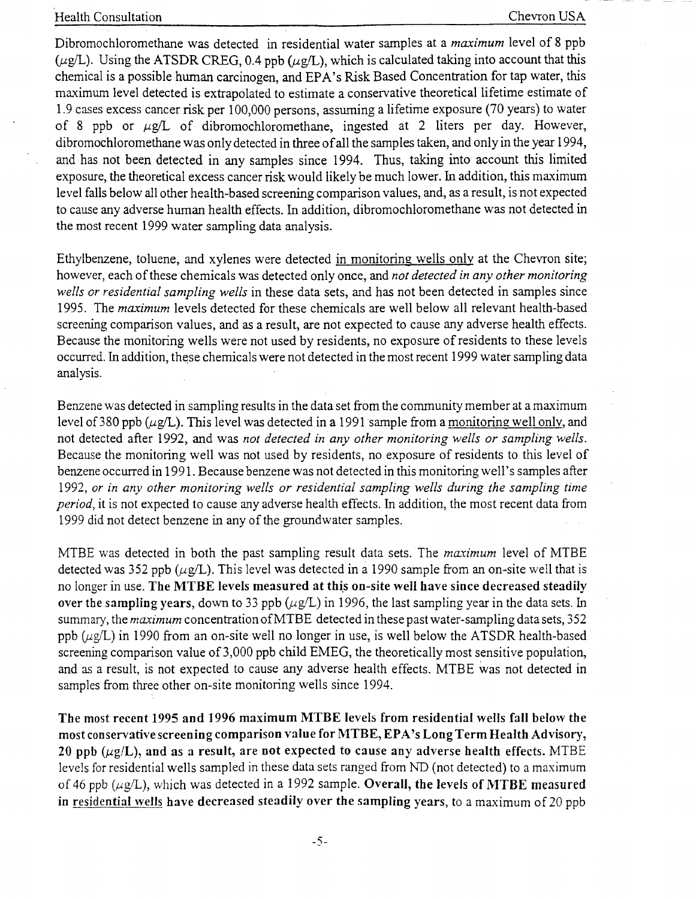Dibromochloromethane was detected in residential water samples at a *maximum* level of 8 ppb ($\mu g/L$). Using the ATSDR CREG, 0.4 ppb ($\mu g/L$), which is calculated taking into account that this chemical is a possible human carcinogen, and EPA's Risk Based Concentration for tap water, this maximum level detected is extrapolated to estimate a conservative theoretical lifetime estimate of 1.9 cases excess cancer risk per 100,000 persons, assuming a lifetime exposure (70 years) to water of 8 ppb or $\mu g/L$ of dibromochloromethane, ingested at 2 liters per day. However, dibromochloromethane was only detected in three of all the samples taken, and only in the year 1994, and has not been detected in any samples since 1994. Thus, taking into account this limited exposure, the theoretical excess cancer risk would likely be much lower. In addition, this maximum level falls below all other health-based screening comparison values, and, as a result, is not expected to cause any adverse human health effects. In addition, dibromochloromethane was not detected in the most recent 1999 water sampling data analysis.

Ethylbenzene, toluene, and xylenes were detected <u>in monitoring wells only</u> at the Chevron site; however, each of these chemicals was detected only once, and *not detected in any other monitoring wells or residential sampling wells* in these data sets, and has not been detected in samples since 1995. The *maximum* levels detected for these chemicals are well below all relevant health-based screening comparison values, and as a result, are not expected to cause any adverse health effects. Because the monitoring wells were not used by residents, no exposure of residents to these levels occurred. In addition, these chemicals were not detected in the most recent 1999 water sampling data analysis.

Benzene was detected in sampling results in the data set from the community member at a maximum level of 380 ppb ($\mu g/L$). This level was detected in a 1991 sample from a <u>monitoring well only</u>, and not detected after 1992, and was *not detected in any other monitoring wells or sampling wells*. Because the monitoring well was not used by residents, no exposure of residents to this level of benzene occurred in 1991. Because benzene was not detected in this monitoring well's samples after 1992, *or in any other monitoring wells or residential sampling wells during the sampling time period*, it is not expected to cause any adverse health effects. In addition, the most recent data from 1999 did not detect benzene in any of the groundwater samples.

MTBE was detected in both the past sampling result data sets. The *maximum* level of MTBE detected was 352 ppb ($\mu g/L$). This level was detected in a 1990 sample from an on-site well that is no longer in use. **The MTBE levels measured at this on-site well have since decreased steadily over the sampling years**, down to 33 ppb ($\mu g/L$) in 1996, the last sampling year in the data sets. In summary, the *maximum* concentration of MTBE detected in these past water-sampling data sets, 352 ppb ($\mu g/L$) in 1990 from an on-site well no longer in use, is well below the ATSDR health-based screening comparison value of 3,000 ppb child EMEG, the theoretically most sensitive population, and as a result, is not expected to cause any adverse health effects. MTBE was not detected in samples from three other on-site monitoring wells since 1994.

**The most recent 1995 and 1996 maximum MTBE levels from residential wells fall below the most conservative screening comparison value for MTBE, EPA's Long Term Health Advisory, 20 ppb ($\mu g/L$), and as a result, are not expected to cause any adverse health effects.** MTBE levels for residential wells sampled in these data sets ranged from ND (not detected) to a maximum of 46 ppb ($\mu g/L$), which was detected in a 1992 sample. **Overall, the levels of MTBE measured in <u>residential wells</u> have decreased steadily over the sampling years**, to a maximum of 20 ppb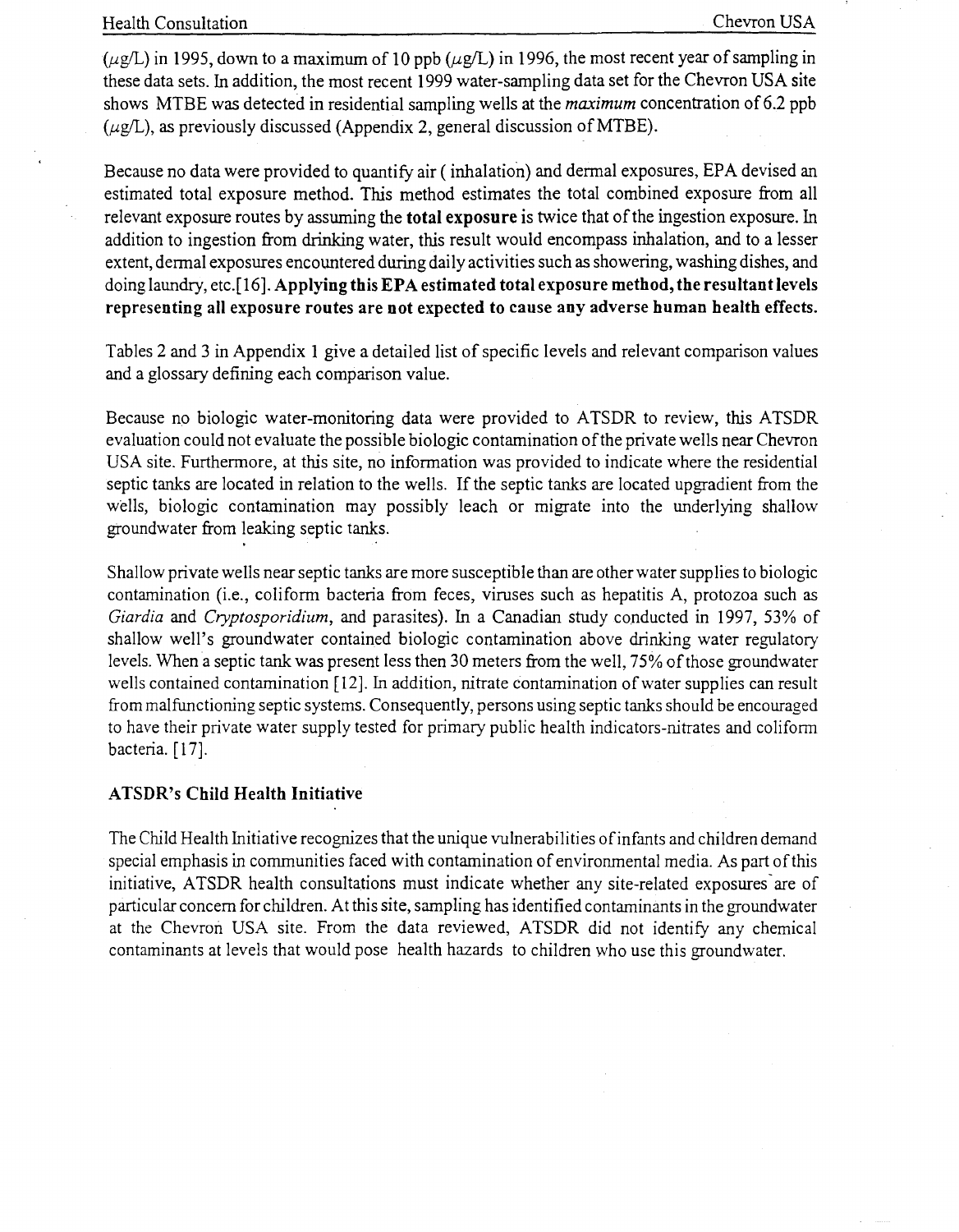($\mu$g/L) in 1995, down to a maximum of 10 ppb ($\mu$g/L) in 1996, the most recent year of sampling in these data sets. In addition, the most recent 1999 water-sampling data set for the Chevron USA site shows MTBE was detected in residential sampling wells at the *maximum* concentration of 6.2 ppb ($\mu$g/L), as previously discussed (Appendix 2, general discussion of MTBE).

Because no data were provided to quantify air ( inhalation) and dermal exposures, EPA devised an estimated total exposure method. This method estimates the total combined exposure from all relevant exposure routes by assuming the **total exposure** is twice that of the ingestion exposure. In addition to ingestion from drinking water, this result would encompass inhalation, and to a lesser extent, dermal exposures encountered during daily activities such as showering, washing dishes, and doing laundry, etc.[16]. **Applying this EPA estimated total exposure method, the resultant levels representing all exposure routes are not expected to cause any adverse human health effects.**

Tables 2 and 3 in Appendix 1 give a detailed list of specific levels and relevant comparison values and a glossary defining each comparison value.

Because no biologic water-monitoring data were provided to ATSDR to review, this ATSDR evaluation could not evaluate the possible biologic contamination of the private wells near Chevron USA site. Furthermore, at this site, no information was provided to indicate where the residential septic tanks are located in relation to the wells. If the septic tanks are located upgradient from the wells, biologic contamination may possibly leach or migrate into the underlying shallow groundwater from leaking septic tanks.

Shallow private wells near septic tanks are more susceptible than are other water supplies to biologic contamination (i.e., coliform bacteria from feces, viruses such as hepatitis A, protozoa such as *Giardia* and *Cryptosporidium*, and parasites). In a Canadian study conducted in 1997, 53% of shallow well's groundwater contained biologic contamination above drinking water regulatory levels. When a septic tank was present less then 30 meters from the well, 75% of those groundwater wells contained contamination [12]. In addition, nitrate contamination of water supplies can result from malfunctioning septic systems. Consequently, persons using septic tanks should be encouraged to have their private water supply tested for primary public health indicators-nitrates and coliform bacteria. [17].

### ATSDR's Child Health Initiative

The Child Health Initiative recognizes that the unique vulnerabilities of infants and children demand special emphasis in communities faced with contamination of environmental media. As part of this initiative, ATSDR health consultations must indicate whether any site-related exposures are of particular concern for children. At this site, sampling has identified contaminants in the groundwater at the Chevron USA site. From the data reviewed, ATSDR did not identify any chemical contaminants at levels that would pose health hazards to children who use this groundwater.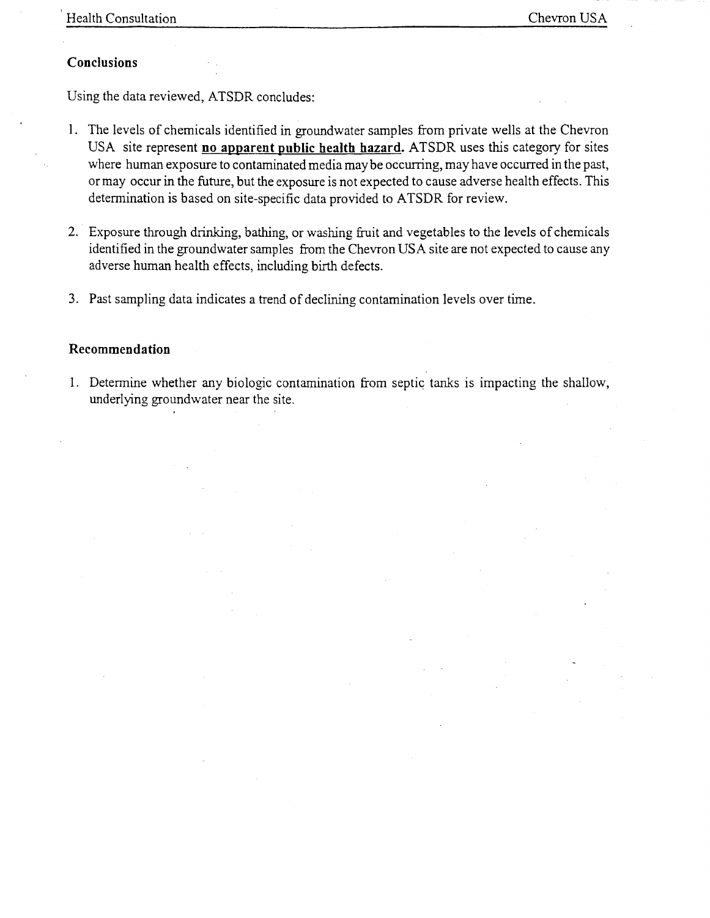## Conclusions

Using the data reviewed, ATSDR concludes:

1. The levels of chemicals identified in groundwater samples from private wells at the Chevron USA site represent **no apparent public health hazard.** ATSDR uses this category for sites where human exposure to contaminated media may be occurring, may have occurred in the past, or may occur in the future, but the exposure is not expected to cause adverse health effects. This determination is based on site-specific data provided to ATSDR for review.

2. Exposure through drinking, bathing, or washing fruit and vegetables to the levels of chemicals identified in the groundwater samples from the Chevron USA site are not expected to cause any adverse human health effects, including birth defects.

3. Past sampling data indicates a trend of declining contamination levels over time.

## Recommendation

1. Determine whether any biologic contamination from septic tanks is impacting the shallow, underlying groundwater near the site.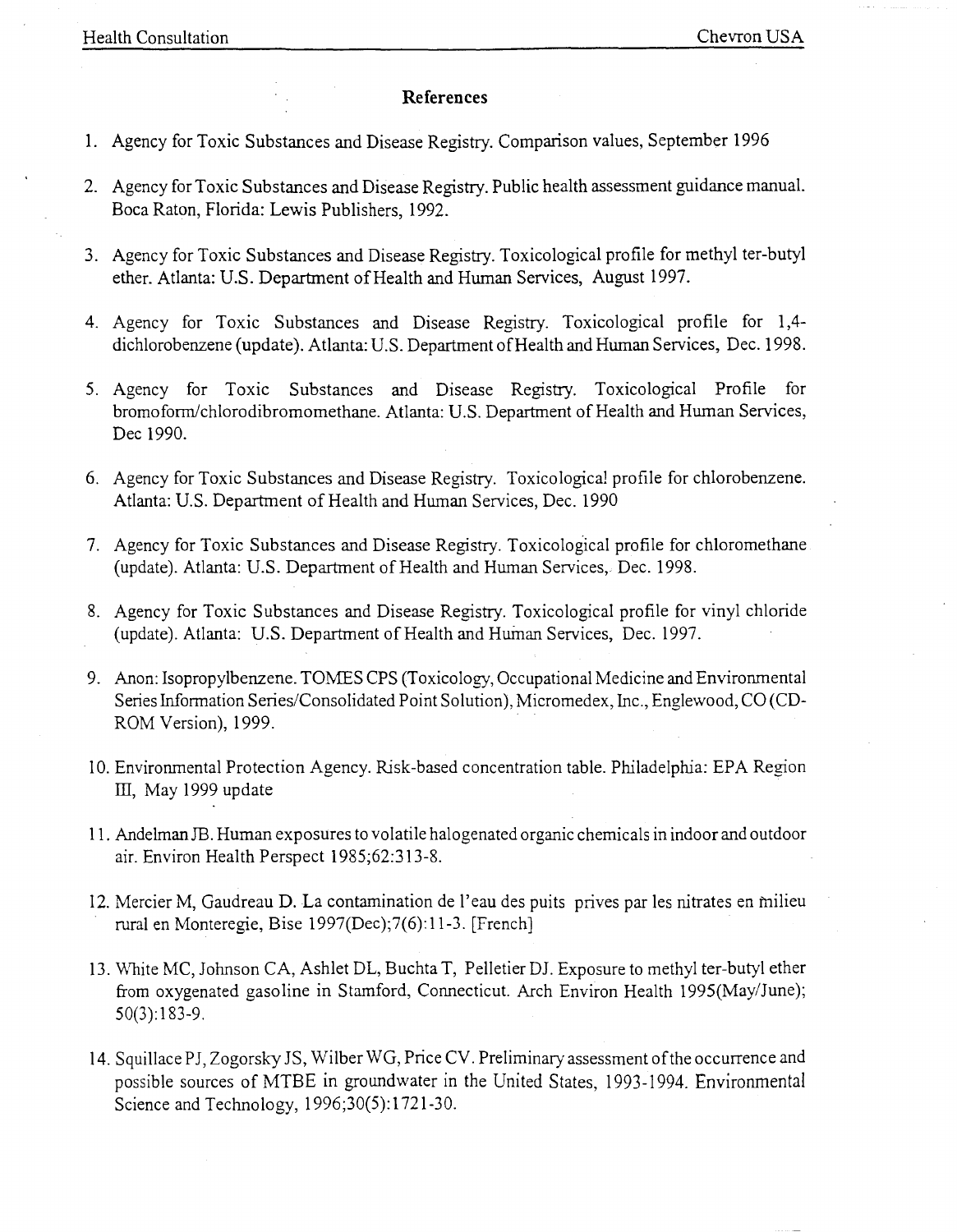## References

1. Agency for Toxic Substances and Disease Registry. Comparison values, September 1996

2. Agency for Toxic Substances and Disease Registry. Public health assessment guidance manual. Boca Raton, Florida: Lewis Publishers, 1992.

3. Agency for Toxic Substances and Disease Registry. Toxicological profile for methyl ter-butyl ether. Atlanta: U.S. Department of Health and Human Services, August 1997.

4. Agency for Toxic Substances and Disease Registry. Toxicological profile for 1,4-dichlorobenzene (update). Atlanta: U.S. Department of Health and Human Services, Dec. 1998.

5. Agency for Toxic Substances and Disease Registry. Toxicological Profile for bromoform/chlorodibromomethane. Atlanta: U.S. Department of Health and Human Services, Dec 1990.

6. Agency for Toxic Substances and Disease Registry. Toxicological profile for chlorobenzene. Atlanta: U.S. Department of Health and Human Services, Dec. 1990

7. Agency for Toxic Substances and Disease Registry. Toxicological profile for chloromethane (update). Atlanta: U.S. Department of Health and Human Services, Dec. 1998.

8. Agency for Toxic Substances and Disease Registry. Toxicological profile for vinyl chloride (update). Atlanta: U.S. Department of Health and Human Services, Dec. 1997.

9. Anon: Isopropylbenzene. TOMES CPS (Toxicology, Occupational Medicine and Environmental Series Information Series/Consolidated Point Solution), Micromedex, Inc., Englewood, CO (CD-ROM Version), 1999.

10. Environmental Protection Agency. Risk-based concentration table. Philadelphia: EPA Region III, May 1999 update

11. Andelman JB. Human exposures to volatile halogenated organic chemicals in indoor and outdoor air. Environ Health Perspect 1985;62:313-8.

12. Mercier M, Gaudreau D. La contamination de l'eau des puits prives par les nitrates en milieu rural en Monteregie, Bise 1997(Dec);7(6):11-3. [French]

13. White MC, Johnson CA, Ashlet DL, Buchta T, Pelletier DJ. Exposure to methyl ter-butyl ether from oxygenated gasoline in Stamford, Connecticut. Arch Environ Health 1995(May/June); 50(3):183-9.

14. Squillace PJ, Zogorsky JS, Wilber WG, Price CV. Preliminary assessment of the occurrence and possible sources of MTBE in groundwater in the United States, 1993-1994. Environmental Science and Technology, 1996;30(5):1721-30.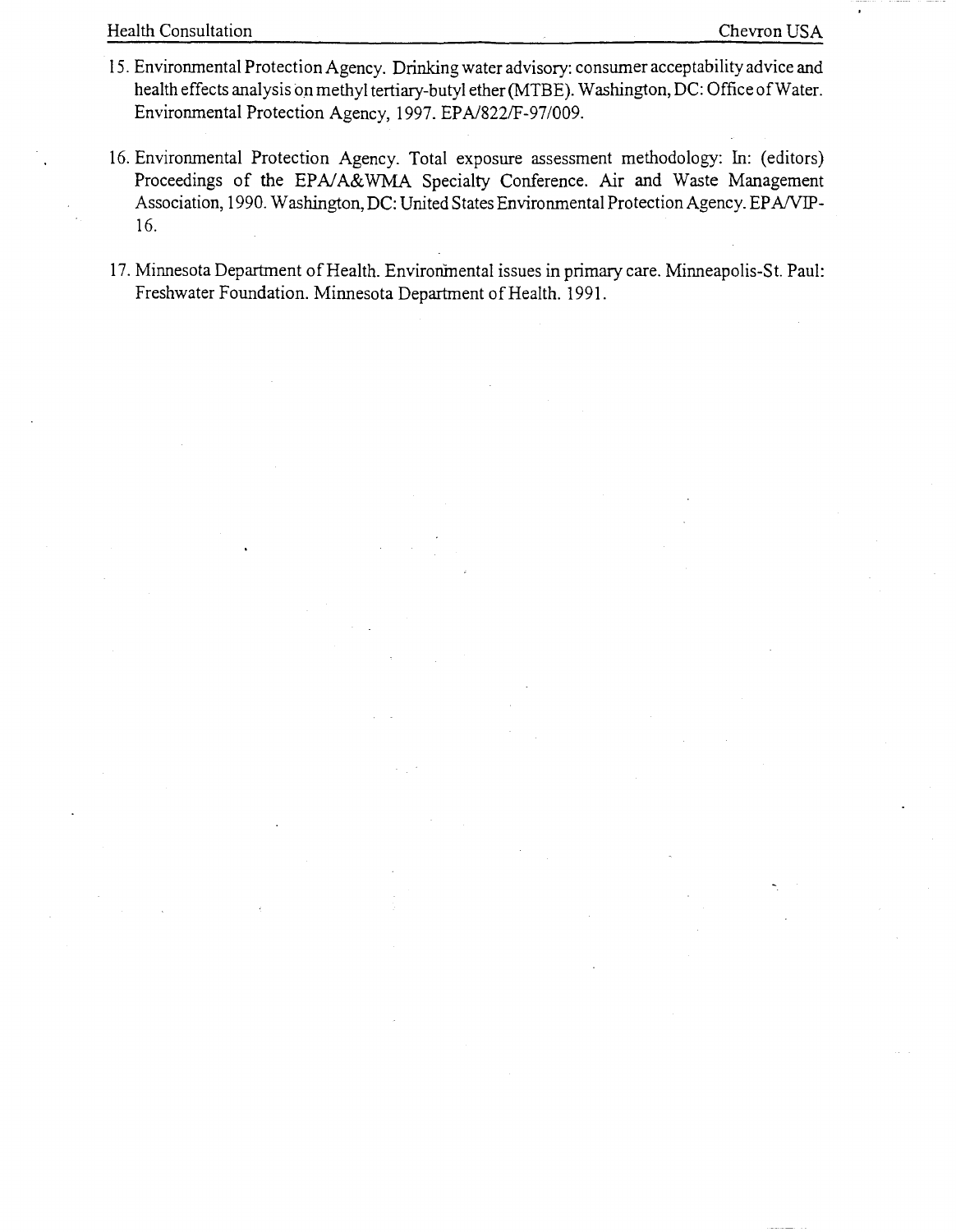15. Environmental Protection Agency. Drinking water advisory: consumer acceptability advice and health effects analysis on methyl tertiary-butyl ether (MTBE). Washington, DC: Office of Water. Environmental Protection Agency, 1997. EPA/822/F-97/009.

16. Environmental Protection Agency. Total exposure assessment methodology: In: (editors) Proceedings of the EPA/A&WMA Specialty Conference. Air and Waste Management Association, 1990. Washington, DC: United States Environmental Protection Agency. EPA/VIP-16.

17. Minnesota Department of Health. Environmental issues in primary care. Minneapolis-St. Paul: Freshwater Foundation. Minnesota Department of Health. 1991.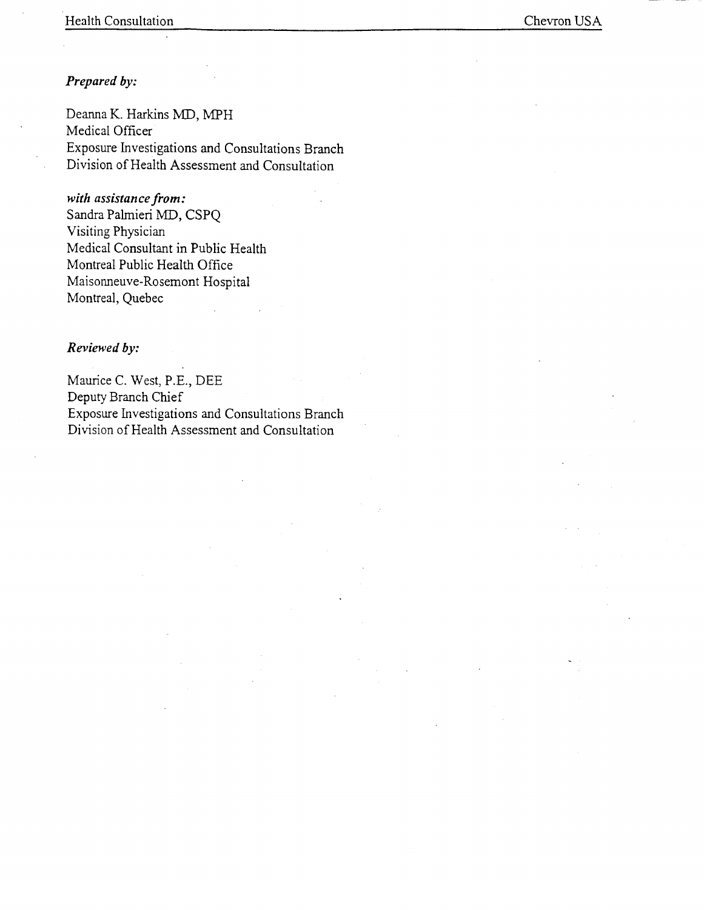***Prepared by:***

Deanna K. Harkins MD, MPH
Medical Officer
Exposure Investigations and Consultations Branch
Division of Health Assessment and Consultation

***with assistance from:***
Sandra Palmieri MD, CSPQ
Visiting Physician
Medical Consultant in Public Health
Montreal Public Health Office
Maisonneuve-Rosemont Hospital
Montreal, Quebec

***Reviewed by:***

Maurice C. West, P.E., DEE
Deputy Branch Chief
Exposure Investigations and Consultations Branch
Division of Health Assessment and Consultation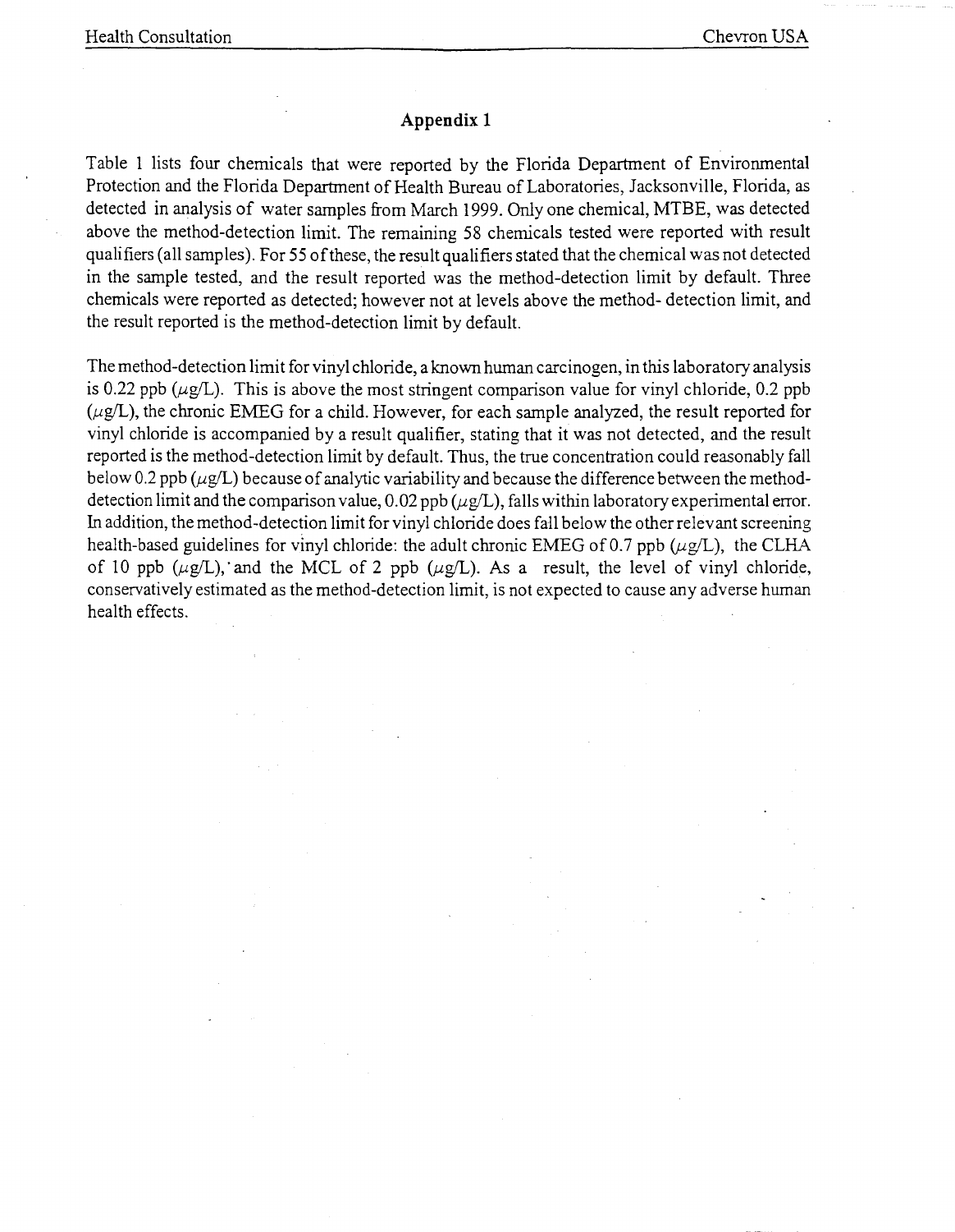## Appendix 1

Table 1 lists four chemicals that were reported by the Florida Department of Environmental Protection and the Florida Department of Health Bureau of Laboratories, Jacksonville, Florida, as detected in analysis of water samples from March 1999. Only one chemical, MTBE, was detected above the method-detection limit. The remaining 58 chemicals tested were reported with result qualifiers (all samples). For 55 of these, the result qualifiers stated that the chemical was not detected in the sample tested, and the result reported was the method-detection limit by default. Three chemicals were reported as detected; however not at levels above the method- detection limit, and the result reported is the method-detection limit by default.

The method-detection limit for vinyl chloride, a known human carcinogen, in this laboratory analysis is 0.22 ppb ($\mu$g/L). This is above the most stringent comparison value for vinyl chloride, 0.2 ppb ($\mu$g/L), the chronic EMEG for a child. However, for each sample analyzed, the result reported for vinyl chloride is accompanied by a result qualifier, stating that it was not detected, and the result reported is the method-detection limit by default. Thus, the true concentration could reasonably fall below 0.2 ppb ($\mu$g/L) because of analytic variability and because the difference between the method-detection limit and the comparison value, 0.02 ppb ($\mu$g/L), falls within laboratory experimental error. In addition, the method-detection limit for vinyl chloride does fall below the other relevant screening health-based guidelines for vinyl chloride: the adult chronic EMEG of 0.7 ppb ($\mu$g/L), the CLHA of 10 ppb ($\mu$g/L), and the MCL of 2 ppb ($\mu$g/L). As a result, the level of vinyl chloride, conservatively estimated as the method-detection limit, is not expected to cause any adverse human health effects.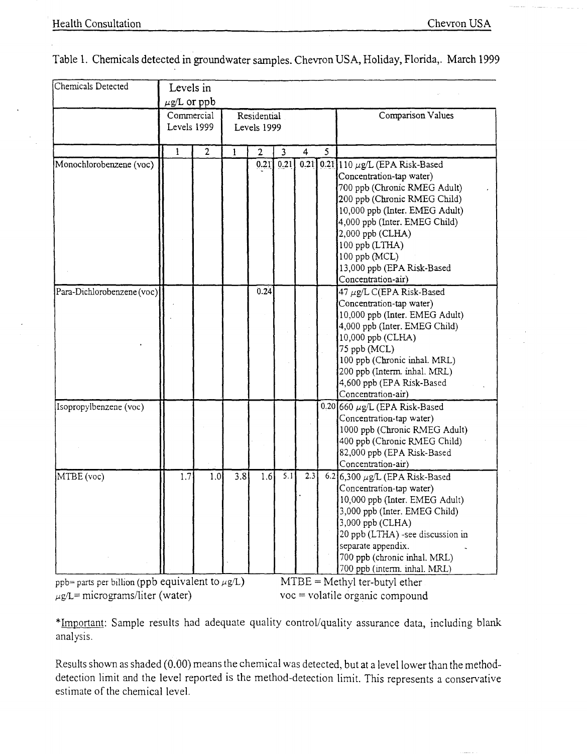Table 1. Chemicals detected in groundwater samples. Chevron USA, Holiday, Florida,. March 1999

| Chemicals Detected | Levels in µg/L or ppb | | | | | | | |
|---|---|---|---|---|---|---|---|---|
| | Commercial Levels 1999 | | Residential Levels 1999 | | | | | Comparison Values |
| | 1 | 2 | 1 | 2 | 3 | 4 | 5 | |
| Monochlorobenzene (voc) | | | | 0.21 | 0.21 | 0.21 | 0.21 | 110 µg/L (EPA Risk-Based Concentration-tap water)<br>700 ppb (Chronic RMEG Adult)<br>200 ppb (Chronic RMEG Child)<br>10,000 ppb (Inter. EMEG Adult)<br>4,000 ppb (Inter. EMEG Child)<br>2,000 ppb (CLHA)<br>100 ppb (LTHA)<br>100 ppb (MCL)<br>13,000 ppb (EPA Risk-Based Concentration-air) |
| Para-Dichlorobenzene (voc) | | | | 0.24 | | | | 47 µg/L C(EPA Risk-Based Concentration-tap water)<br>10,000 ppb (Inter. EMEG Adult)<br>4,000 ppb (Inter. EMEG Child)<br>10,000 ppb (CLHA)<br>75 ppb (MCL)<br>100 ppb (Chronic inhal. MRL)<br>200 ppb (Interm. inhal. MRL)<br>4,600 ppb (EPA Risk-Based Concentration-air) |
| Isopropylbenzene (voc) | | | | | | | 0.20 | 660 µg/L (EPA Risk-Based Concentration-tap water)<br>1000 ppb (Chronic RMEG Adult)<br>400 ppb (Chronic RMEG Child)<br>82,000 ppb (EPA Risk-Based Concentration-air) |
| MTBE (voc) | 1.7 | 1.0 | 3.8 | 1.6 | 5.1 | 2.3 | 6.2 | 6,300 µg/L (EPA Risk-Based Concentration-tap water)<br>10,000 ppb (Inter. EMEG Adult)<br>3,000 ppb (Inter. EMEG Child)<br>3,000 ppb (CLHA)<br>20 ppb (LTHA) -see discussion in separate appendix.<br>700 ppb (chronic inhal. MRL)<br>700 ppb (interm. inhal. MRL) |

ppb= parts per billion (ppb equivalent to µg/L)
µg/L= micrograms/liter (water)

MTBE = Methyl ter-butyl ether
voc = volatile organic compound

*Important: Sample results had adequate quality control/quality assurance data, including blank analysis.

Results shown as shaded (0.00) means the chemical was detected, but at a level lower than the method-detection limit and the level reported is the method-detection limit. This represents a conservative estimate of the chemical level.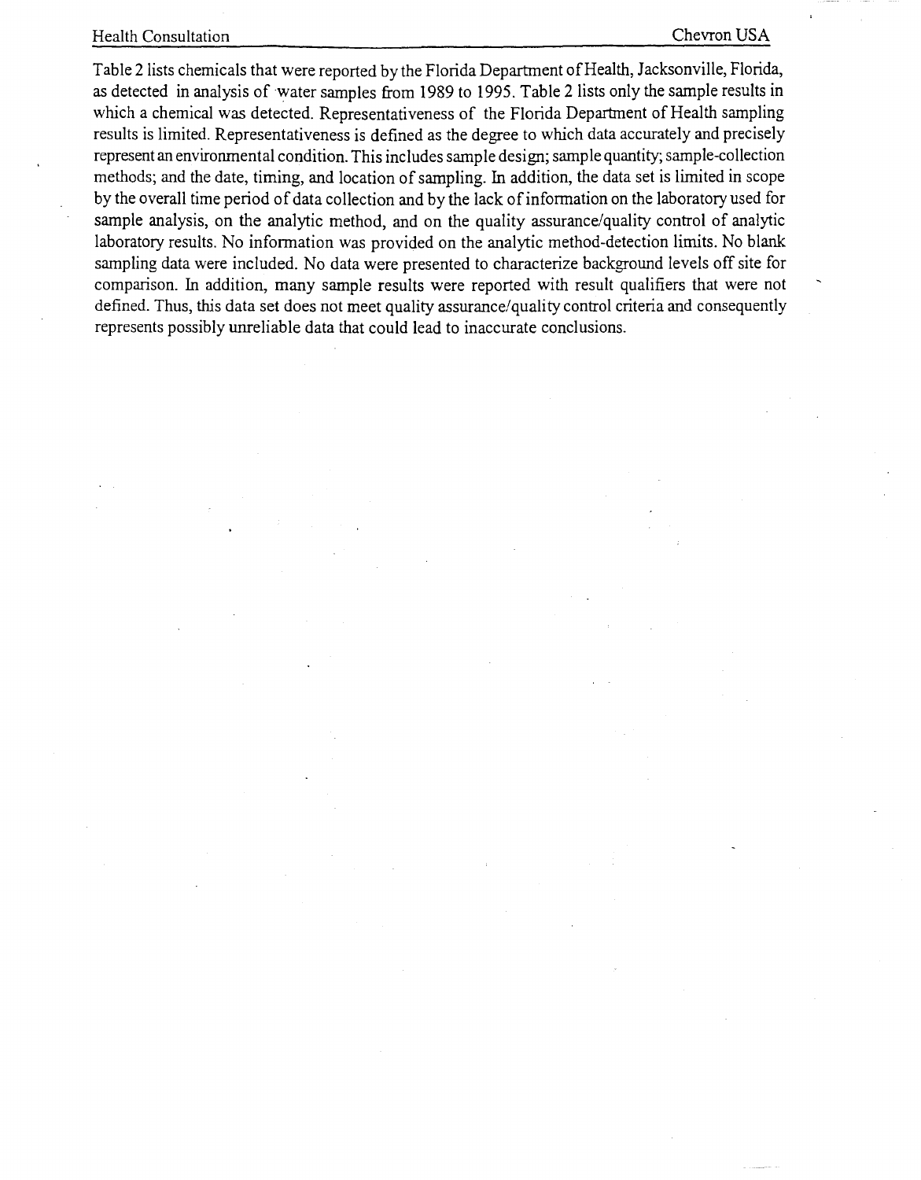Table 2 lists chemicals that were reported by the Florida Department of Health, Jacksonville, Florida, as detected in analysis of water samples from 1989 to 1995. Table 2 lists only the sample results in which a chemical was detected. Representativeness of the Florida Department of Health sampling results is limited. Representativeness is defined as the degree to which data accurately and precisely represent an environmental condition. This includes sample design; sample quantity; sample-collection methods; and the date, timing, and location of sampling. In addition, the data set is limited in scope by the overall time period of data collection and by the lack of information on the laboratory used for sample analysis, on the analytic method, and on the quality assurance/quality control of analytic laboratory results. No information was provided on the analytic method-detection limits. No blank sampling data were included. No data were presented to characterize background levels off site for comparison. In addition, many sample results were reported with result qualifiers that were not defined. Thus, this data set does not meet quality assurance/quality control criteria and consequently represents possibly unreliable data that could lead to inaccurate conclusions.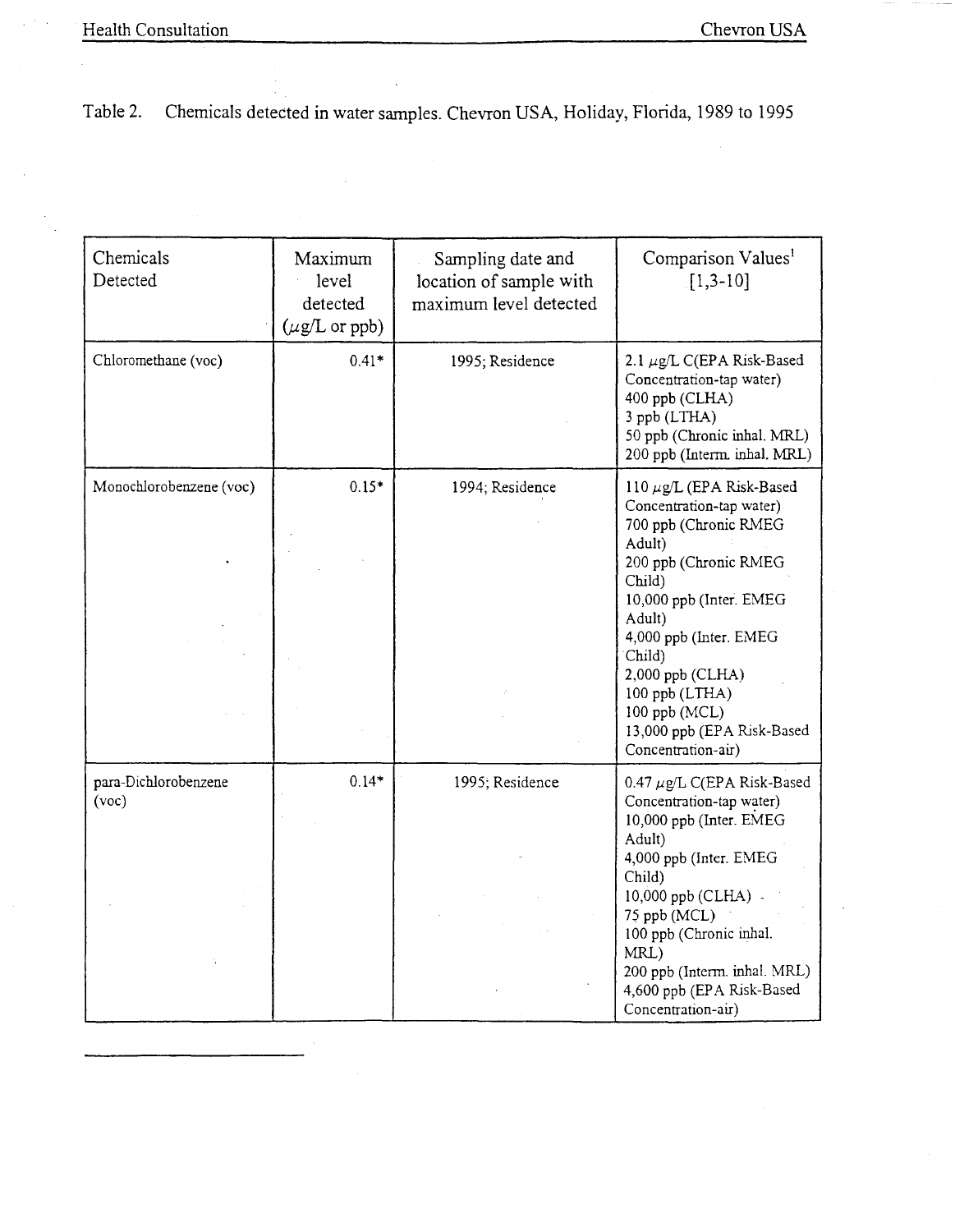Table 2. Chemicals detected in water samples. Chevron USA, Holiday, Florida, 1989 to 1995

| Chemicals Detected | Maximum level detected (µg/L or ppb) | Sampling date and location of sample with maximum level detected | Comparison Values[1] [1,3-10] |
|---|---|---|---|
| Chloromethane (voc) | 0.41* | 1995; Residence | 2.1 µg/L C(EPA Risk-Based Concentration-tap water)<br>400 ppb (CLHA)<br>3 ppb (LTHA)<br>50 ppb (Chronic inhal. MRL)<br>200 ppb (Interm. inhal. MRL) |
| Monochlorobenzene (voc) | 0.15* | 1994; Residence | 110 µg/L (EPA Risk-Based Concentration-tap water)<br>700 ppb (Chronic RMEG Adult)<br>200 ppb (Chronic RMEG Child)<br>10,000 ppb (Inter. EMEG Adult)<br>4,000 ppb (Inter. EMEG Child)<br>2,000 ppb (CLHA)<br>100 ppb (LTHA)<br>100 ppb (MCL)<br>13,000 ppb (EPA Risk-Based Concentration-air) |
| para-Dichlorobenzene (voc) | 0.14* | 1995; Residence | 0.47 µg/L C(EPA Risk-Based Concentration-tap water)<br>10,000 ppb (Inter. EMEG Adult)<br>4,000 ppb (Inter. EMEG Child)<br>10,000 ppb (CLHA)<br>75 ppb (MCL)<br>100 ppb (Chronic inhal. MRL)<br>200 ppb (Interm. inhal. MRL)<br>4,600 ppb (EPA Risk-Based Concentration-air) |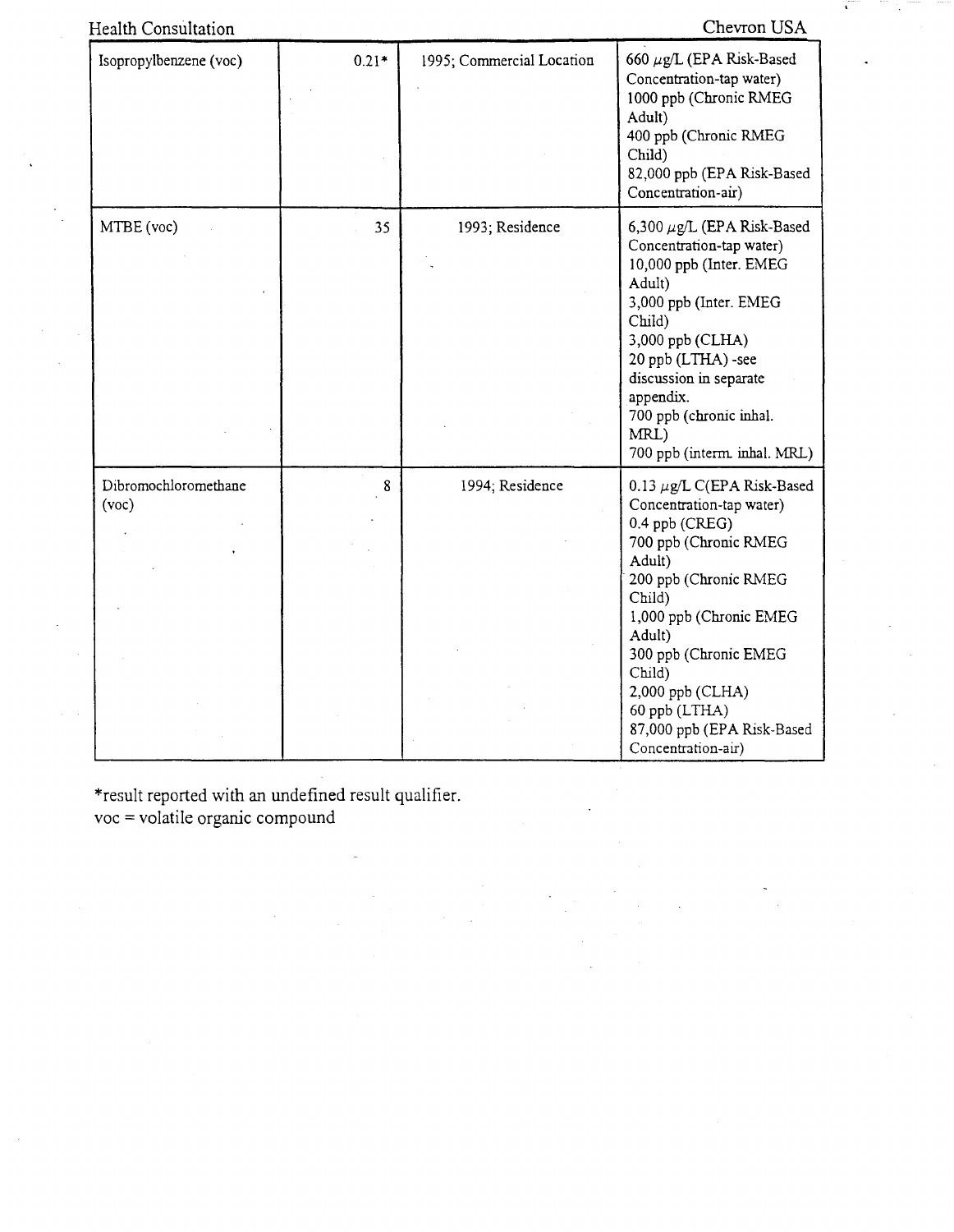| Isopropylbenzene (voc) | 0.21* | 1995; Commercial Location | 660 μg/L (EPA Risk-Based Concentration-tap water)<br>1000 ppb (Chronic RMEG Adult)<br>400 ppb (Chronic RMEG Child)<br>82,000 ppb (EPA Risk-Based Concentration-air) |
|---|---|---|---|
| MTBE (voc) | 35 | 1993; Residence | 6,300 μg/L (EPA Risk-Based Concentration-tap water)<br>10,000 ppb (Inter. EMEG Adult)<br>3,000 ppb (Inter. EMEG Child)<br>3,000 ppb (CLHA)<br>20 ppb (LTHA) -see discussion in separate appendix.<br>700 ppb (chronic inhal. MRL)<br>700 ppb (interm. inhal. MRL) |
| Dibromochloromethane (voc) | 8 | 1994; Residence | 0.13 μg/L C(EPA Risk-Based Concentration-tap water)<br>0.4 ppb (CREG)<br>700 ppb (Chronic RMEG Adult)<br>200 ppb (Chronic RMEG Child)<br>1,000 ppb (Chronic EMEG Adult)<br>300 ppb (Chronic EMEG Child)<br>2,000 ppb (CLHA)<br>60 ppb (LTHA)<br>87,000 ppb (EPA Risk-Based Concentration-air) |

*result reported with an undefined result qualifier.
voc = volatile organic compound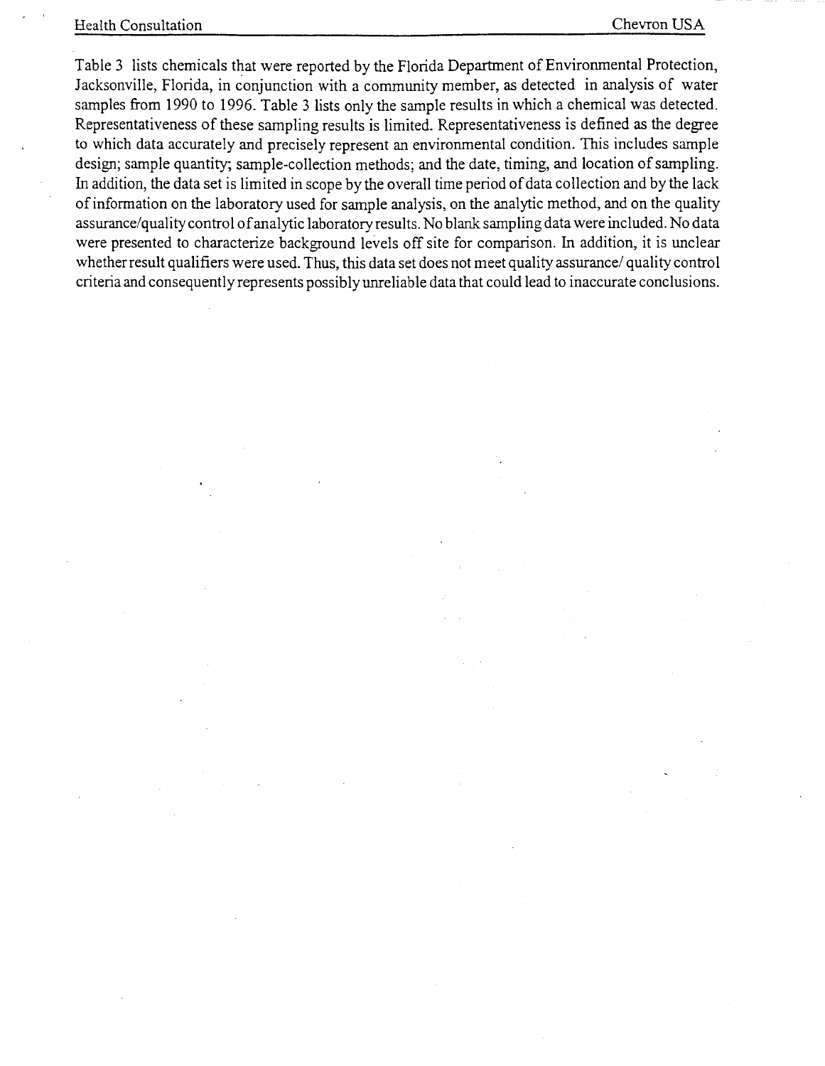Table 3 lists chemicals that were reported by the Florida Department of Environmental Protection, Jacksonville, Florida, in conjunction with a community member, as detected in analysis of water samples from 1990 to 1996. Table 3 lists only the sample results in which a chemical was detected. Representativeness of these sampling results is limited. Representativeness is defined as the degree to which data accurately and precisely represent an environmental condition. This includes sample design; sample quantity; sample-collection methods; and the date, timing, and location of sampling. In addition, the data set is limited in scope by the overall time period of data collection and by the lack of information on the laboratory used for sample analysis, on the analytic method, and on the quality assurance/quality control of analytic laboratory results. No blank sampling data were included. No data were presented to characterize background levels off site for comparison. In addition, it is unclear whether result qualifiers were used. Thus, this data set does not meet quality assurance/ quality control criteria and consequently represents possibly unreliable data that could lead to inaccurate conclusions.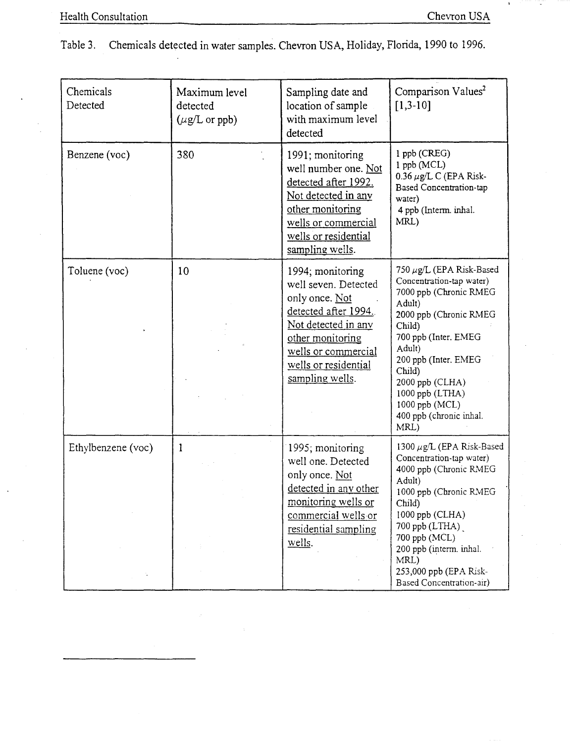Table 3. Chemicals detected in water samples. Chevron USA, Holiday, Florida, 1990 to 1996.

| Chemicals Detected | Maximum level detected ($\mu$g/L or ppb) | Sampling date and location of sample with maximum level detected | Comparison Values[2] [1,3-10] |
|---|---|---|---|
| Benzene (voc) | 380 | 1991; monitoring well number one. Not detected after 1992. Not detected in any other monitoring wells or commercial wells or residential sampling wells. | 1 ppb (CREG)<br>1 ppb (MCL)<br>0.36 $\mu$g/L C (EPA Risk-Based Concentration-tap water)<br>4 ppb (Interm. inhal. MRL) |
| Toluene (voc) | 10 | 1994; monitoring well seven. Detected only once. Not detected after 1994. Not detected in any other monitoring wells or commercial wells or residential sampling wells. | 750 $\mu$g/L (EPA Risk-Based Concentration-tap water)<br>7000 ppb (Chronic RMEG Adult)<br>2000 ppb (Chronic RMEG Child)<br>700 ppb (Inter. EMEG Adult)<br>200 ppb (Inter. EMEG Child)<br>2000 ppb (CLHA)<br>1000 ppb (LTHA)<br>1000 ppb (MCL)<br>400 ppb (chronic inhal. MRL) |
| Ethylbenzene (voc) | 1 | 1995; monitoring well one. Detected only once. Not detected in any other monitoring wells or commercial wells or residential sampling wells. | 1300 $\mu$g/L (EPA Risk-Based Concentration-tap water)<br>4000 ppb (Chronic RMEG Adult)<br>1000 ppb (Chronic RMEG Child)<br>1000 ppb (CLHA)<br>700 ppb (LTHA)<br>700 ppb (MCL)<br>200 ppb (interm. inhal. MRL)<br>253,000 ppb (EPA Risk-Based Concentration-air) |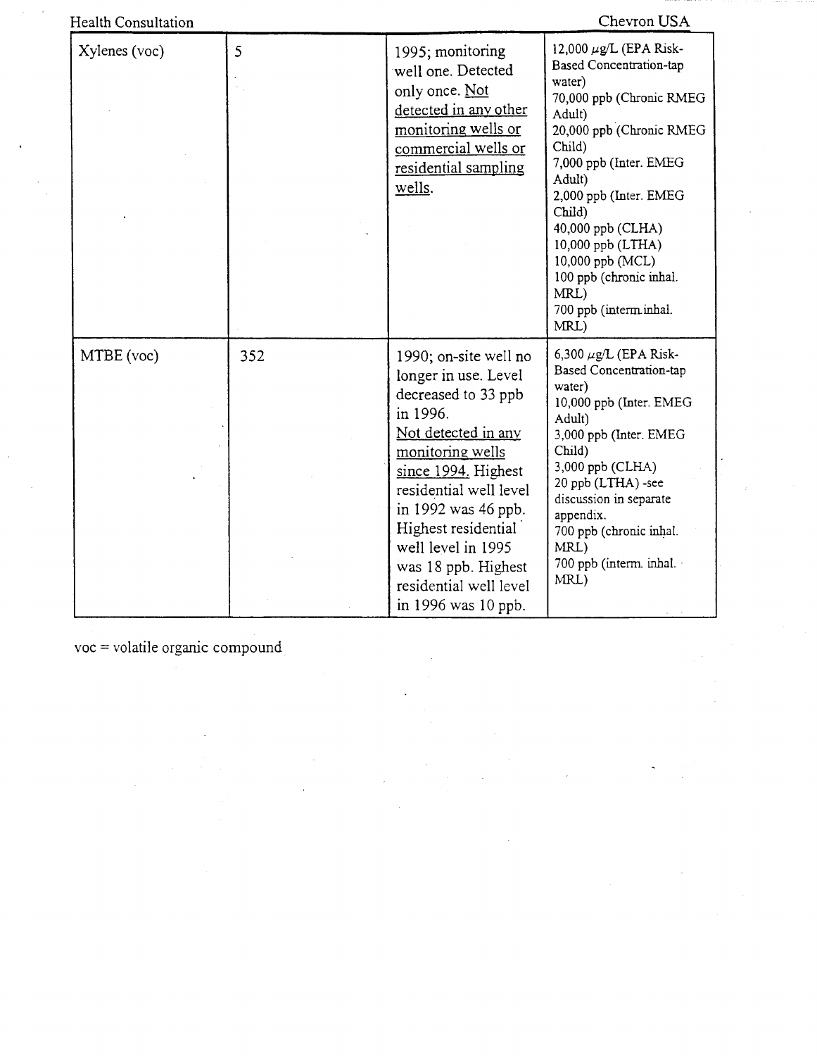| | | | |
|---|---|---|---|
| Xylenes (voc) | 5 | 1995; monitoring well one. Detected only once. Not detected in any other monitoring wells or commercial wells or residential sampling wells. | 12,000 μg/L (EPA Risk-Based Concentration-tap water)<br>70,000 ppb (Chronic RMEG Adult)<br>20,000 ppb (Chronic RMEG Child)<br>7,000 ppb (Inter. EMEG Adult)<br>2,000 ppb (Inter. EMEG Child)<br>40,000 ppb (CLHA)<br>10,000 ppb (LTHA)<br>10,000 ppb (MCL)<br>100 ppb (chronic inhal. MRL)<br>700 ppb (interm.inhal. MRL) |
| MTBE (voc) | 352 | 1990; on-site well no longer in use. Level decreased to 33 ppb in 1996.<br>Not detected in any monitoring wells since 1994. Highest residential well level in 1992 was 46 ppb. Highest residential well level in 1995 was 18 ppb. Highest residential well level in 1996 was 10 ppb. | 6,300 μg/L (EPA Risk-Based Concentration-tap water)<br>10,000 ppb (Inter. EMEG Adult)<br>3,000 ppb (Inter. EMEG Child)<br>3,000 ppb (CLHA)<br>20 ppb (LTHA) -see discussion in separate appendix.<br>700 ppb (chronic inhal. MRL)<br>700 ppb (interm. inhal. MRL) |

voc = volatile organic compound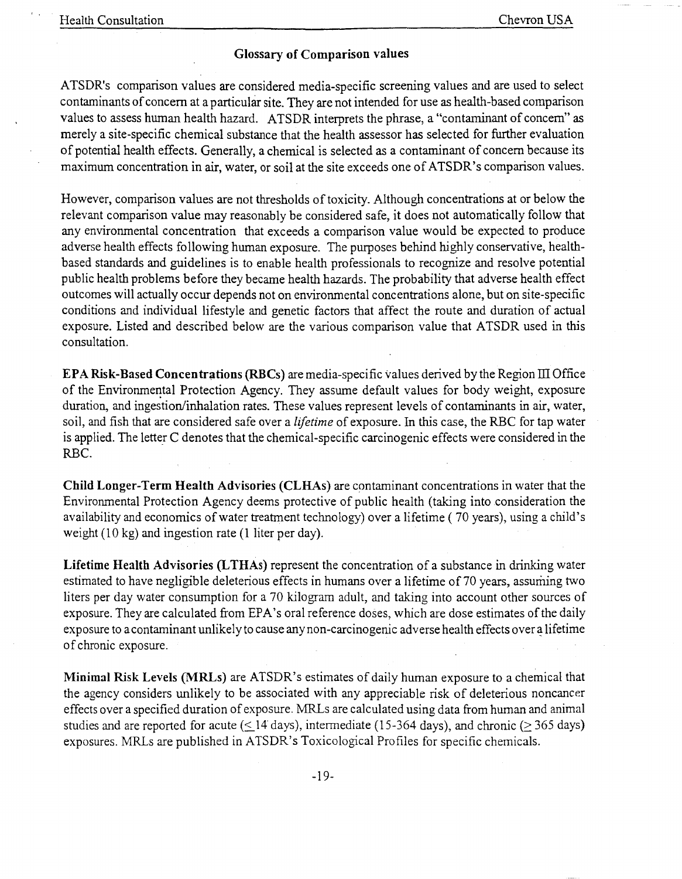## Glossary of Comparison values

ATSDR's comparison values are considered media-specific screening values and are used to select contaminants of concern at a particular site. They are not intended for use as health-based comparison values to assess human health hazard. ATSDR interprets the phrase, a "contaminant of concern" as merely a site-specific chemical substance that the health assessor has selected for further evaluation of potential health effects. Generally, a chemical is selected as a contaminant of concern because its maximum concentration in air, water, or soil at the site exceeds one of ATSDR's comparison values.

However, comparison values are not thresholds of toxicity. Although concentrations at or below the relevant comparison value may reasonably be considered safe, it does not automatically follow that any environmental concentration that exceeds a comparison value would be expected to produce adverse health effects following human exposure. The purposes behind highly conservative, health-based standards and guidelines is to enable health professionals to recognize and resolve potential public health problems before they became health hazards. The probability that adverse health effect outcomes will actually occur depends not on environmental concentrations alone, but on site-specific conditions and individual lifestyle and genetic factors that affect the route and duration of actual exposure. Listed and described below are the various comparison value that ATSDR used in this consultation.

**EPA Risk-Based Concentrations (RBCs)** are media-specific values derived by the Region III Office of the Environmental Protection Agency. They assume default values for body weight, exposure duration, and ingestion/inhalation rates. These values represent levels of contaminants in air, water, soil, and fish that are considered safe over a *lifetime* of exposure. In this case, the RBC for tap water is applied. The letter C denotes that the chemical-specific carcinogenic effects were considered in the RBC.

**Child Longer-Term Health Advisories (CLHAs)** are contaminant concentrations in water that the Environmental Protection Agency deems protective of public health (taking into consideration the availability and economics of water treatment technology) over a lifetime ( 70 years), using a child's weight (10 kg) and ingestion rate (1 liter per day).

**Lifetime Health Advisories (LTHAs)** represent the concentration of a substance in drinking water estimated to have negligible deleterious effects in humans over a lifetime of 70 years, assuming two liters per day water consumption for a 70 kilogram adult, and taking into account other sources of exposure. They are calculated from EPA's oral reference doses, which are dose estimates of the daily exposure to a contaminant unlikely to cause any non-carcinogenic adverse health effects over a lifetime of chronic exposure.

**Minimal Risk Levels (MRLs)** are ATSDR's estimates of daily human exposure to a chemical that the agency considers unlikely to be associated with any appreciable risk of deleterious noncancer effects over a specified duration of exposure. MRLs are calculated using data from human and animal studies and are reported for acute ($\leq$ 14 days), intermediate (15-364 days), and chronic ($\geq$ 365 days) exposures. MRLs are published in ATSDR's Toxicological Profiles for specific chemicals.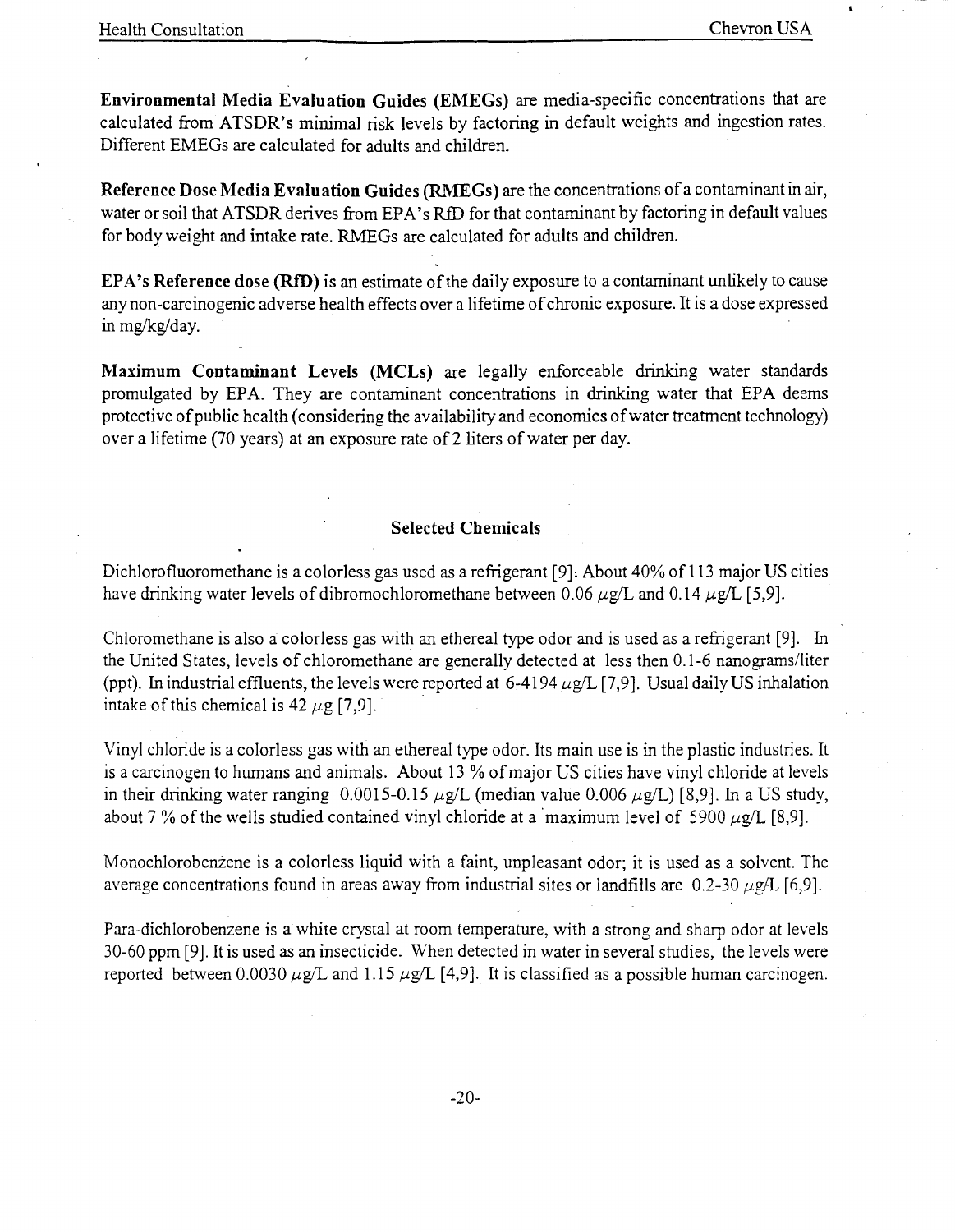**Environmental Media Evaluation Guides (EMEGs)** are media-specific concentrations that are calculated from ATSDR's minimal risk levels by factoring in default weights and ingestion rates. Different EMEGs are calculated for adults and children.

**Reference Dose Media Evaluation Guides (RMEGs)** are the concentrations of a contaminant in air, water or soil that ATSDR derives from EPA's RfD for that contaminant by factoring in default values for body weight and intake rate. RMEGs are calculated for adults and children.

**EPA's Reference dose (RfD)** is an estimate of the daily exposure to a contaminant unlikely to cause any non-carcinogenic adverse health effects over a lifetime of chronic exposure. It is a dose expressed in mg/kg/day.

**Maximum Contaminant Levels (MCLs)** are legally enforceable drinking water standards promulgated by EPA. They are contaminant concentrations in drinking water that EPA deems protective of public health (considering the availability and economics of water treatment technology) over a lifetime (70 years) at an exposure rate of 2 liters of water per day.

## Selected Chemicals

Dichlorofluoromethane is a colorless gas used as a refrigerant [9]. About 40% of 113 major US cities have drinking water levels of dibromochloromethane between 0.06 $\mu$g/L and 0.14 $\mu$g/L [5,9].

Chloromethane is also a colorless gas with an ethereal type odor and is used as a refrigerant [9]. In the United States, levels of chloromethane are generally detected at less then 0.1-6 nanograms/liter (ppt). In industrial effluents, the levels were reported at 6-4194 $\mu$g/L [7,9]. Usual daily US inhalation intake of this chemical is 42 $\mu$g [7,9].

Vinyl chloride is a colorless gas with an ethereal type odor. Its main use is in the plastic industries. It is a carcinogen to humans and animals. About 13 % of major US cities have vinyl chloride at levels in their drinking water ranging 0.0015-0.15 $\mu$g/L (median value 0.006 $\mu$g/L) [8,9]. In a US study, about 7 % of the wells studied contained vinyl chloride at a maximum level of 5900 $\mu$g/L [8,9].

Monochlorobenzene is a colorless liquid with a faint, unpleasant odor; it is used as a solvent. The average concentrations found in areas away from industrial sites or landfills are 0.2-30 $\mu$g/L [6,9].

Para-dichlorobenzene is a white crystal at room temperature, with a strong and sharp odor at levels 30-60 ppm [9]. It is used as an insecticide. When detected in water in several studies, the levels were reported between 0.0030 $\mu$g/L and 1.15 $\mu$g/L [4,9]. It is classified as a possible human carcinogen.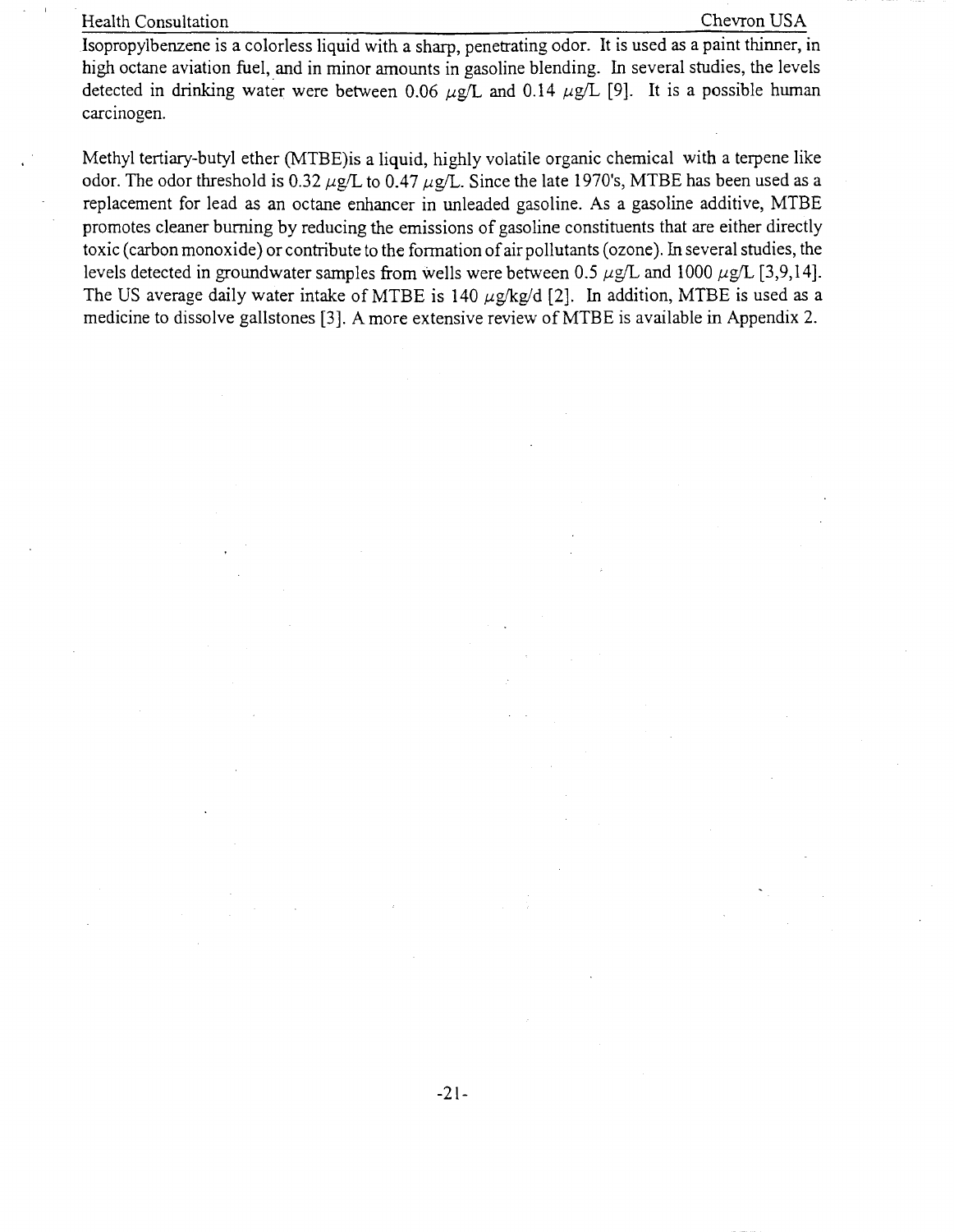Isopropylbenzene is a colorless liquid with a sharp, penetrating odor. It is used as a paint thinner, in high octane aviation fuel, and in minor amounts in gasoline blending. In several studies, the levels detected in drinking water were between 0.06 μg/L and 0.14 μg/L [9]. It is a possible human carcinogen.

Methyl tertiary-butyl ether (MTBE)is a liquid, highly volatile organic chemical with a terpene like odor. The odor threshold is 0.32 μg/L to 0.47 μg/L. Since the late 1970's, MTBE has been used as a replacement for lead as an octane enhancer in unleaded gasoline. As a gasoline additive, MTBE promotes cleaner burning by reducing the emissions of gasoline constituents that are either directly toxic (carbon monoxide) or contribute to the formation of air pollutants (ozone). In several studies, the levels detected in groundwater samples from wells were between 0.5 μg/L and 1000 μg/L [3,9,14]. The US average daily water intake of MTBE is 140 μg/kg/d [2]. In addition, MTBE is used as a medicine to dissolve gallstones [3]. A more extensive review of MTBE is available in Appendix 2.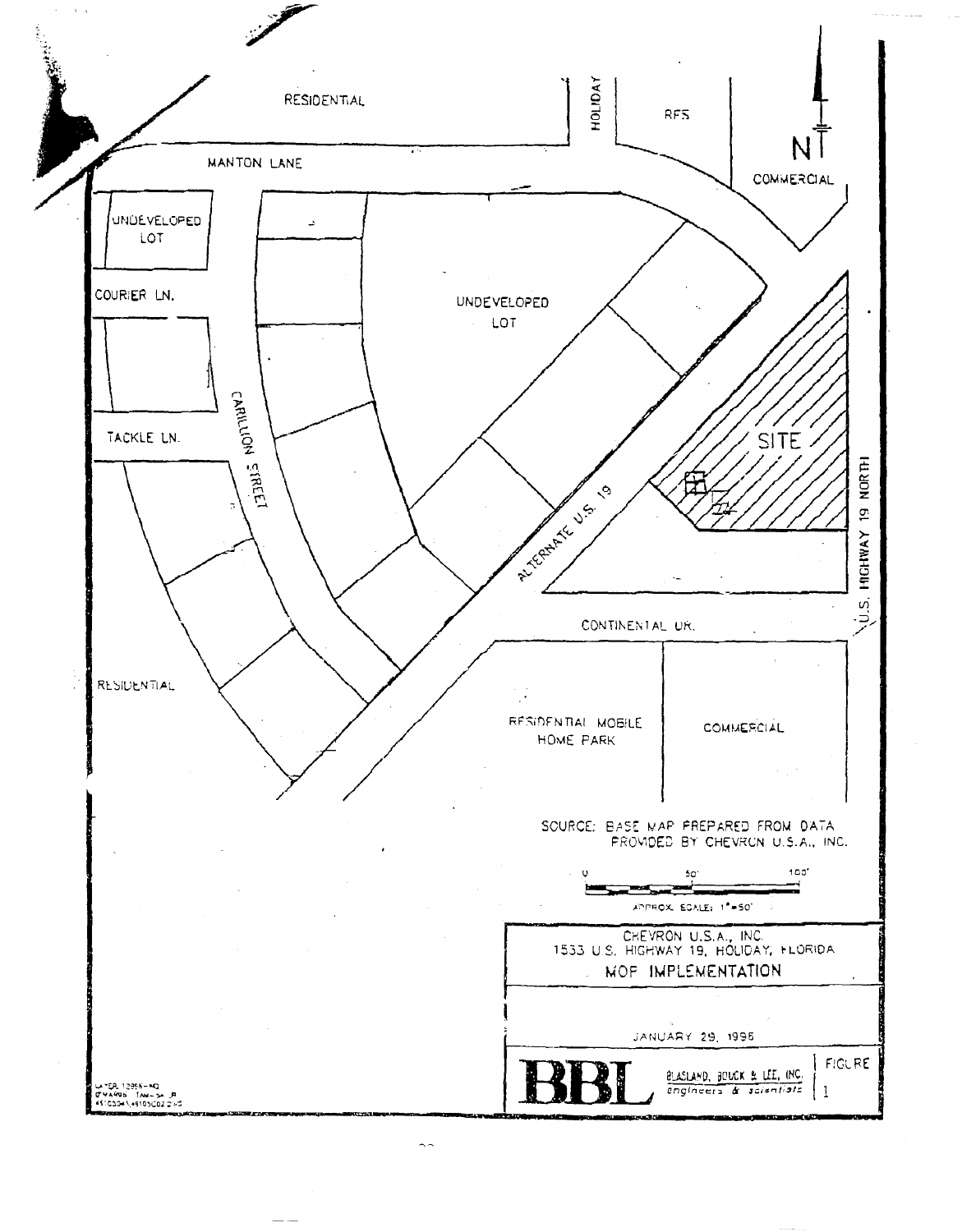RESIDENTIAL

HOLIDAY

RES

N

MANTON LANE

COMMERCIAL

UNDEVELOPED LOT

COURIER LN.

UNDEVELOPED LOT

TACKLE LN.

CARILLION STREET

SITE

ALTERNATE U.S. 19

U.S. HIGHWAY 19 NORTH

CONTINENTAL DR.

RESIDENTIAL

RESIDENTIAL MOBILE HOME PARK

COMMERCIAL

SOURCE: BASE MAP PREPARED FROM DATA PROVIDED BY CHEVRON U.S.A., INC.

0 50' 100'

APPROX. SCALE: 1"=50'

CHEVRON U.S.A., INC.
1533 U.S. HIGHWAY 19, HOLIDAY, FLORIDA

MOP IMPLEMENTATION

JANUARY 29, 1996

BBL BLASLAND, BOUCK & LEE, INC. engineers & scientists

FIGURE 1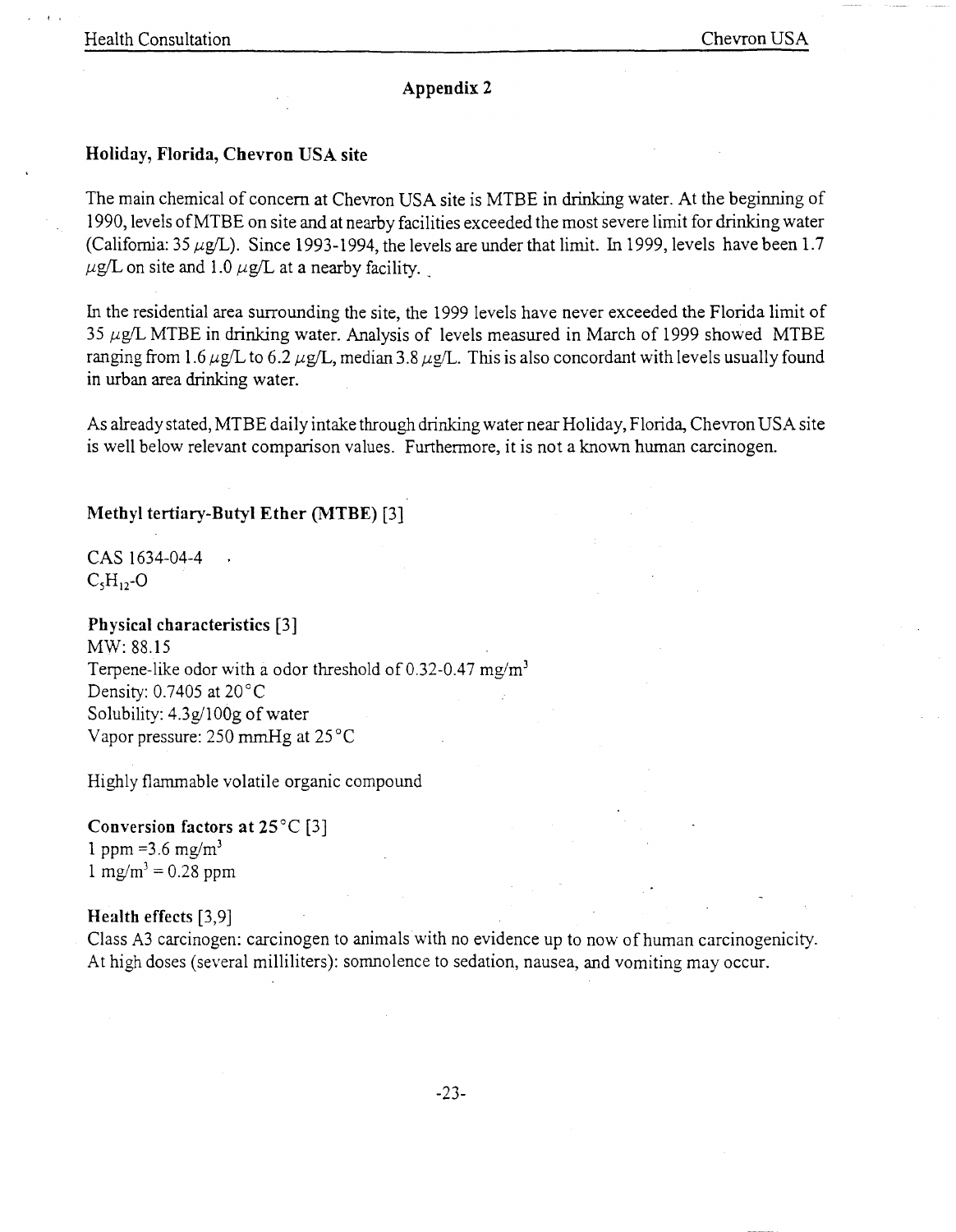## Appendix 2

### Holiday, Florida, Chevron USA site

The main chemical of concern at Chevron USA site is MTBE in drinking water. At the beginning of 1990, levels of MTBE on site and at nearby facilities exceeded the most severe limit for drinking water (California: 35 $\mu$g/L). Since 1993-1994, the levels are under that limit. In 1999, levels have been 1.7 $\mu$g/L on site and 1.0 $\mu$g/L at a nearby facility.

In the residential area surrounding the site, the 1999 levels have never exceeded the Florida limit of 35 $\mu$g/L MTBE in drinking water. Analysis of levels measured in March of 1999 showed MTBE ranging from 1.6 $\mu$g/L to 6.2 $\mu$g/L, median 3.8 $\mu$g/L. This is also concordant with levels usually found in urban area drinking water.

As already stated, MTBE daily intake through drinking water near Holiday, Florida, Chevron USA site is well below relevant comparison values. Furthermore, it is not a known human carcinogen.

### Methyl tertiary-Butyl Ether (MTBE) [3]

CAS 1634-04-4
$C_5H_{12}$-O

**Physical characteristics** [3]
MW: 88.15
Terpene-like odor with a odor threshold of 0.32-0.47 mg/m$^3$
Density: 0.7405 at 20°C
Solubility: 4.3g/100g of water
Vapor pressure: 250 mmHg at 25°C

Highly flammable volatile organic compound

**Conversion factors at 25°C** [3]
1 ppm =3.6 mg/m$^3$
1 mg/m$^3$ = 0.28 ppm

**Health effects** [3,9]
Class A3 carcinogen: carcinogen to animals with no evidence up to now of human carcinogenicity.
At high doses (several milliliters): somnolence to sedation, nausea, and vomiting may occur.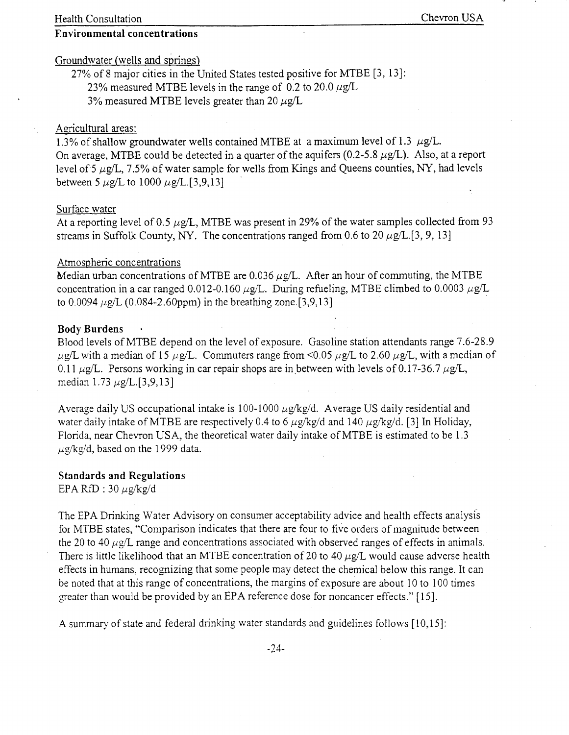**Environmental concentrations**

Groundwater (wells and springs)

27% of 8 major cities in the United States tested positive for MTBE [3, 13]:

23% measured MTBE levels in the range of 0.2 to 20.0 $\mu$g/L

3% measured MTBE levels greater than 20 $\mu$g/L

Agricultural areas:

1.3% of shallow groundwater wells contained MTBE at a maximum level of 1.3 $\mu$g/L. On average, MTBE could be detected in a quarter of the aquifers (0.2-5.8 $\mu$g/L). Also, at a report level of 5 $\mu$g/L, 7.5% of water sample for wells from Kings and Queens counties, NY, had levels between 5 $\mu$g/L to 1000 $\mu$g/L.[3,9,13]

Surface water

At a reporting level of 0.5 $\mu$g/L, MTBE was present in 29% of the water samples collected from 93 streams in Suffolk County, NY. The concentrations ranged from 0.6 to 20 $\mu$g/L.[3, 9, 13]

Atmospheric concentrations

Median urban concentrations of MTBE are 0.036 $\mu$g/L. After an hour of commuting, the MTBE concentration in a car ranged 0.012-0.160 $\mu$g/L. During refueling, MTBE climbed to 0.0003 $\mu$g/L to 0.0094 $\mu$g/L (0.084-2.60ppm) in the breathing zone.[3,9,13]

**Body Burdens**

Blood levels of MTBE depend on the level of exposure. Gasoline station attendants range 7.6-28.9 $\mu$g/L with a median of 15 $\mu$g/L. Commuters range from <0.05 $\mu$g/L to 2.60 $\mu$g/L, with a median of 0.11 $\mu$g/L. Persons working in car repair shops are in between with levels of 0.17-36.7 $\mu$g/L, median 1.73 $\mu$g/L.[3,9,13]

Average daily US occupational intake is 100-1000 $\mu$g/kg/d. Average US daily residential and water daily intake of MTBE are respectively 0.4 to 6 $\mu$g/kg/d and 140 $\mu$g/kg/d. [3] In Holiday, Florida, near Chevron USA, the theoretical water daily intake of MTBE is estimated to be 1.3 $\mu$g/kg/d, based on the 1999 data.

**Standards and Regulations**

EPA RfD : 30 $\mu$g/kg/d

The EPA Drinking Water Advisory on consumer acceptability advice and health effects analysis for MTBE states, "Comparison indicates that there are four to five orders of magnitude between the 20 to 40 $\mu$g/L range and concentrations associated with observed ranges of effects in animals. There is little likelihood that an MTBE concentration of 20 to 40 $\mu$g/L would cause adverse health effects in humans, recognizing that some people may detect the chemical below this range. It can be noted that at this range of concentrations, the margins of exposure are about 10 to 100 times greater than would be provided by an EPA reference dose for noncancer effects." [15].

A summary of state and federal drinking water standards and guidelines follows [10,15]: